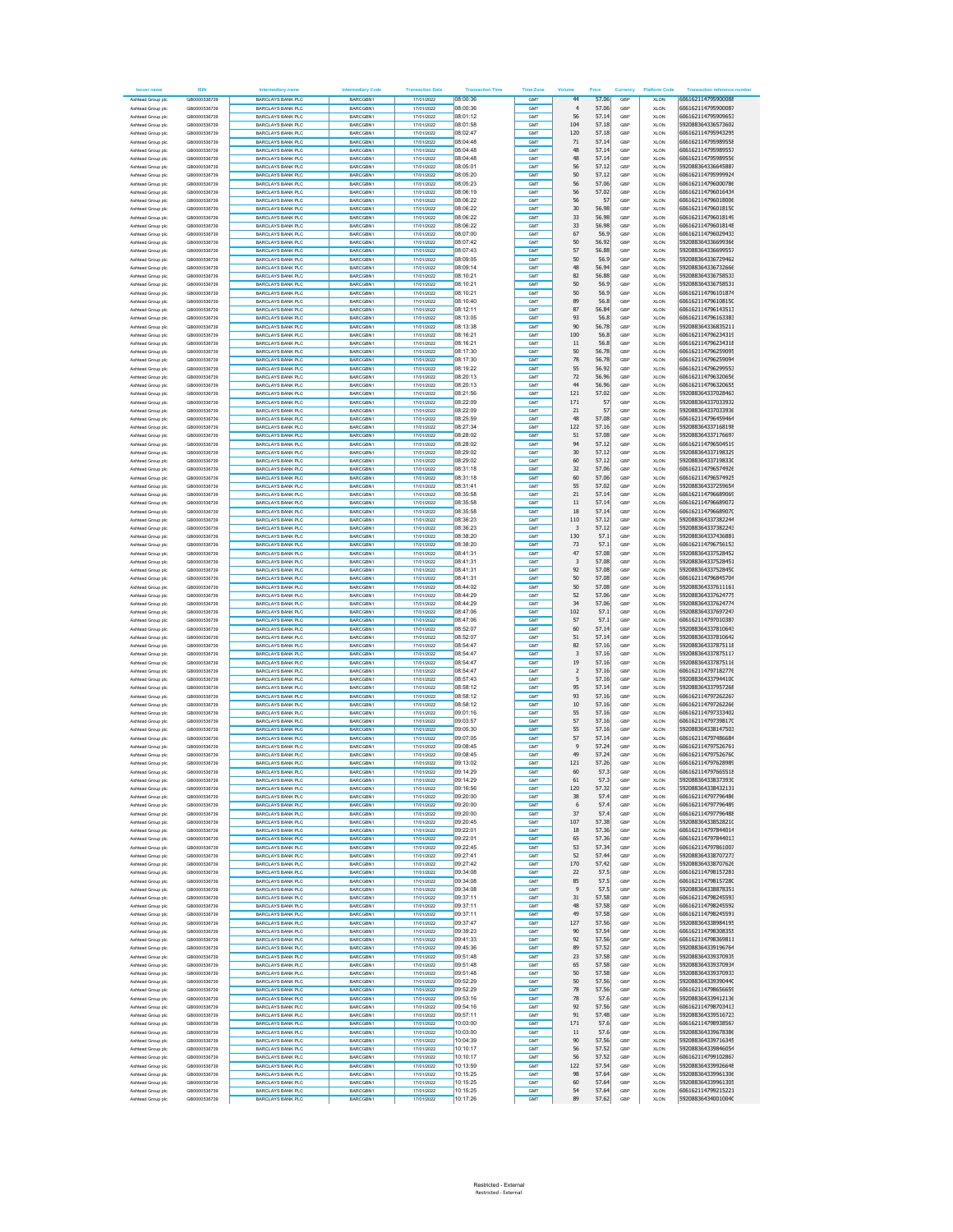| Issuer name | ISIN | Intermediary name | Intermediary Code | Transaction Date | Transaction Time | Time Zone | Volume | Price | Currency | Platform Code | Transaction reference number |
|---|---|---|---|---|---|---|---|---|---|---|---|
| Ashtead Group plc | GB0000536739 | BARCLAYS BANK PLC | BARCGBN1 | 17/01/2022 | 08:00:36 | GMT | 44 | 57.06 | GBP | XLON | 606162114795900088 |
| Ashtead Group plc | GB0000536739 | BARCLAYS BANK PLC | BARCGBN1 | 17/01/2022 | 08:00:36 | GMT | 4 | 57.06 | GBP | XLON | 606162114795900087 |
| Ashtead Group plc | GB0000536739 | BARCLAYS BANK PLC | BARCGBN1 | 17/01/2022 | 08:01:12 | GMT | 56 | 57.14 | GBP | XLON | 606162114795909653 |
| Ashtead Group plc | GB0000536739 | BARCLAYS BANK PLC | BARCGBN1 | 17/01/2022 | 08:01:58 | GMT | 104 | 57.18 | GBP | XLON | 592088364336573602 |
| Ashtead Group plc | GB0000536739 | BARCLAYS BANK PLC | BARCGBN1 | 17/01/2022 | 08:02:47 | GMT | 120 | 57.18 | GBP | XLON | 606162114795943295 |
| Ashtead Group plc | GB0000536739 | BARCLAYS BANK PLC | BARCGBN1 | 17/01/2022 | 08:04:48 | GMT | 71 | 57.14 | GBP | XLON | 606162114795989558 |
| Ashtead Group plc | GB0000536739 | BARCLAYS BANK PLC | BARCGBN1 | 17/01/2022 | 08:04:48 | GMT | 48 | 57.14 | GBP | XLON | 606162114795989557 |
| Ashtead Group plc | GB0000536739 | BARCLAYS BANK PLC | BARCGBN1 | 17/01/2022 | 08:04:48 | GMT | 48 | 57.14 | GBP | XLON | 606162114795989556 |
| Ashtead Group plc | GB0000536739 | BARCLAYS BANK PLC | BARCGBN1 | 17/01/2022 | 08:05:01 | GMT | 56 | 57.12 | GBP | XLON | 592088364336645887 |
| Ashtead Group plc | GB0000536739 | BARCLAYS BANK PLC | BARCGBN1 | 17/01/2022 | 08:05:20 | GMT | 50 | 57.12 | GBP | XLON | 606162114795999924 |
| Ashtead Group plc | GB0000536739 | BARCLAYS BANK PLC | BARCGBN1 | 17/01/2022 | 08:05:23 | GMT | 56 | 57.06 | GBP | XLON | 606162114796000786 |
| Ashtead Group plc | GB0000536739 | BARCLAYS BANK PLC | BARCGBN1 | 17/01/2022 | 08:06:19 | GMT | 56 | 57.02 | GBP | XLON | 606162114796016434 |
| Ashtead Group plc | GB0000536739 | BARCLAYS BANK PLC | BARCGBN1 | 17/01/2022 | 08:06:22 | GMT | 56 | 57 | GBP | XLON | 606162114796018006 |
| Ashtead Group plc | GB0000536739 | BARCLAYS BANK PLC | BARCGBN1 | 17/01/2022 | 08:06:22 | GMT | 30 | 56.98 | GBP | XLON | 606162114796018150 |
| Ashtead Group plc | GB0000536739 | BARCLAYS BANK PLC | BARCGBN1 | 17/01/2022 | 08:06:22 | GMT | 33 | 56.98 | GBP | XLON | 606162114796018149 |
| Ashtead Group plc | GB0000536739 | BARCLAYS BANK PLC | BARCGBN1 | 17/01/2022 | 08:06:22 | GMT | 33 | 56.98 | GBP | XLON | 606162114796018148 |
| Ashtead Group plc | GB0000536739 | BARCLAYS BANK PLC | BARCGBN1 | 17/01/2022 | 08:07:00 | GMT | 67 | 56.9 | GBP | XLON | 606162114796029433 |
| Ashtead Group plc | GB0000536739 | BARCLAYS BANK PLC | BARCGBN1 | 17/01/2022 | 08:07:42 | GMT | 50 | 56.92 | GBP | XLON | 592088364336699368 |
| Ashtead Group plc | GB0000536739 | BARCLAYS BANK PLC | BARCGBN1 | 17/01/2022 | 08:07:43 | GMT | 57 | 56.88 | GBP | XLON | 592088364336699557 |
| Ashtead Group plc | GB0000536739 | BARCLAYS BANK PLC | BARCGBN1 | 17/01/2022 | 08:09:05 | GMT | 50 | 56.9 | GBP | XLON | 592088364336729462 |
| Ashtead Group plc | GB0000536739 | BARCLAYS BANK PLC | BARCGBN1 | 17/01/2022 | 08:09:14 | GMT | 48 | 56.94 | GBP | XLON | 592088364336732666 |
| Ashtead Group plc | GB0000536739 | BARCLAYS BANK PLC | BARCGBN1 | 17/01/2022 | 08:10:21 | GMT | 82 | 56.88 | GBP | XLON | 592088364336758533 |
| Ashtead Group plc | GB0000536739 | BARCLAYS BANK PLC | BARCGBN1 | 17/01/2022 | 08:10:21 | GMT | 50 | 56.9 | GBP | XLON | 592088364336758531 |
| Ashtead Group plc | GB0000536739 | BARCLAYS BANK PLC | BARCGBN1 | 17/01/2022 | 08:10:21 | GMT | 50 | 56.9 | GBP | XLON | 606162114796101874 |
| Ashtead Group plc | GB0000536739 | BARCLAYS BANK PLC | BARCGBN1 | 17/01/2022 | 08:10:40 | GMT | 89 | 56.8 | GBP | XLON | 606162114796108150 |
| Ashtead Group plc | GB0000536739 | BARCLAYS BANK PLC | BARCGBN1 | 17/01/2022 | 08:12:11 | GMT | 87 | 56.84 | GBP | XLON | 606162114796143513 |
| Ashtead Group plc | GB0000536739 | BARCLAYS BANK PLC | BARCGBN1 | 17/01/2022 | 08:13:05 | GMT | 93 | 56.8 | GBP | XLON | 606162114796163383 |
| Ashtead Group plc | GB0000536739 | BARCLAYS BANK PLC | BARCGBN1 | 17/01/2022 | 08:13:38 | GMT | 90 | 56.78 | GBP | XLON | 592088364336835211 |
| Ashtead Group plc | GB0000536739 | BARCLAYS BANK PLC | BARCGBN1 | 17/01/2022 | 08:16:21 | GMT | 100 | 56.8 | GBP | XLON | 606162114796234319 |
| Ashtead Group plc | GB0000536739 | BARCLAYS BANK PLC | BARCGBN1 | 17/01/2022 | 08:16:21 | GMT | 11 | 56.8 | GBP | XLON | 606162114796234318 |
| Ashtead Group plc | GB0000536739 | BARCLAYS BANK PLC | BARCGBN1 | 17/01/2022 | 08:17:30 | GMT | 50 | 56.78 | GBP | XLON | 606162114796259095 |
| Ashtead Group plc | GB0000536739 | BARCLAYS BANK PLC | BARCGBN1 | 17/01/2022 | 08:17:30 | GMT | 78 | 56.78 | GBP | XLON | 606162114796259094 |
| Ashtead Group plc | GB0000536739 | BARCLAYS BANK PLC | BARCGBN1 | 17/01/2022 | 08:19:22 | GMT | 55 | 56.92 | GBP | XLON | 606162114796299553 |
| Ashtead Group plc | GB0000536739 | BARCLAYS BANK PLC | BARCGBN1 | 17/01/2022 | 08:20:13 | GMT | 72 | 56.96 | GBP | XLON | 606162114796320656 |
| Ashtead Group plc | GB0000536739 | BARCLAYS BANK PLC | BARCGBN1 | 17/01/2022 | 08:20:13 | GMT | 44 | 56.96 | GBP | XLON | 606162114796320655 |
| Ashtead Group plc | GB0000536739 | BARCLAYS BANK PLC | BARCGBN1 | 17/01/2022 | 08:21:56 | GMT | 121 | 57.02 | GBP | XLON | 592088364337028463 |
| Ashtead Group plc | GB0000536739 | BARCLAYS BANK PLC | BARCGBN1 | 17/01/2022 | 08:22:09 | GMT | 171 | 57 | GBP | XLON | 592088364337033932 |
| Ashtead Group plc | GB0000536739 | BARCLAYS BANK PLC | BARCGBN1 | 17/01/2022 | 08:22:09 | GMT | 21 | 57 | GBP | XLON | 592088364337033936 |
| Ashtead Group plc | GB0000536739 | BARCLAYS BANK PLC | BARCGBN1 | 17/01/2022 | 08:25:59 | GMT | 48 | 57.08 | GBP | XLON | 606162114796459464 |
| Ashtead Group plc | GB0000536739 | BARCLAYS BANK PLC | BARCGBN1 | 17/01/2022 | 08:27:34 | GMT | 122 | 57.16 | GBP | XLON | 592088364337168198 |
| Ashtead Group plc | GB0000536739 | BARCLAYS BANK PLC | BARCGBN1 | 17/01/2022 | 08:28:02 | GMT | 51 | 57.08 | GBP | XLON | 592088364337176697 |
| Ashtead Group plc | GB0000536739 | BARCLAYS BANK PLC | BARCGBN1 | 17/01/2022 | 08:28:02 | GMT | 94 | 57.12 | GBP | XLON | 606162114796504519 |
| Ashtead Group plc | GB0000536739 | BARCLAYS BANK PLC | BARCGBN1 | 17/01/2022 | 08:29:02 | GMT | 30 | 57.12 | GBP | XLON | 592088364337198329 |
| Ashtead Group plc | GB0000536739 | BARCLAYS BANK PLC | BARCGBN1 | 17/01/2022 | 08:29:02 | GMT | 60 | 57.12 | GBP | XLON | 592088364337198330 |
| Ashtead Group plc | GB0000536739 | BARCLAYS BANK PLC | BARCGBN1 | 17/01/2022 | 08:31:18 | GMT | 32 | 57.06 | GBP | XLON | 606162114796574926 |
| Ashtead Group plc | GB0000536739 | BARCLAYS BANK PLC | BARCGBN1 | 17/01/2022 | 08:31:18 | GMT | 60 | 57.06 | GBP | XLON | 606162114796574925 |
| Ashtead Group plc | GB0000536739 | BARCLAYS BANK PLC | BARCGBN1 | 17/01/2022 | 08:31:41 | GMT | 55 | 57.02 | GBP | XLON | 592088364337259654 |
| Ashtead Group plc | GB0000536739 | BARCLAYS BANK PLC | BARCGBN1 | 17/01/2022 | 08:35:58 | GMT | 21 | 57.14 | GBP | XLON | 606162114796689069 |
| Ashtead Group plc | GB0000536739 | BARCLAYS BANK PLC | BARCGBN1 | 17/01/2022 | 08:35:58 | GMT | 11 | 57.14 | GBP | XLON | 606162114796689072 |
| Ashtead Group plc | GB0000536739 | BARCLAYS BANK PLC | BARCGBN1 | 17/01/2022 | 08:35:58 | GMT | 18 | 57.14 | GBP | XLON | 606162114796689070 |
| Ashtead Group plc | GB0000536739 | BARCLAYS BANK PLC | BARCGBN1 | 17/01/2022 | 08:36:23 | GMT | 110 | 57.12 | GBP | XLON | 592088364337382244 |
| Ashtead Group plc | GB0000536739 | BARCLAYS BANK PLC | BARCGBN1 | 17/01/2022 | 08:36:23 | GMT | 3 | 57.12 | GBP | XLON | 592088364337382243 |
| Ashtead Group plc | GB0000536739 | BARCLAYS BANK PLC | BARCGBN1 | 17/01/2022 | 08:38:20 | GMT | 130 | 57.1 | GBP | XLON | 592088364337436881 |
| Ashtead Group plc | GB0000536739 | BARCLAYS BANK PLC | BARCGBN1 | 17/01/2022 | 08:38:20 | GMT | 73 | 57.1 | GBP | XLON | 606162114796756153 |
| Ashtead Group plc | GB0000536739 | BARCLAYS BANK PLC | BARCGBN1 | 17/01/2022 | 08:41:31 | GMT | 47 | 57.08 | GBP | XLON | 592088364337528452 |
| Ashtead Group plc | GB0000536739 | BARCLAYS BANK PLC | BARCGBN1 | 17/01/2022 | 08:41:31 | GMT | 3 | 57.08 | GBP | XLON | 592088364337528451 |
| Ashtead Group plc | GB0000536739 | BARCLAYS BANK PLC | BARCGBN1 | 17/01/2022 | 08:41:31 | GMT | 92 | 57.08 | GBP | XLON | 592088364337528450 |
| Ashtead Group plc | GB0000536739 | BARCLAYS BANK PLC | BARCGBN1 | 17/01/2022 | 08:41:31 | GMT | 50 | 57.08 | GBP | XLON | 606162114796845704 |
| Ashtead Group plc | GB0000536739 | BARCLAYS BANK PLC | BARCGBN1 | 17/01/2022 | 08:44:02 | GMT | 50 | 57.08 | GBP | XLON | 592088364337611161 |
| Ashtead Group plc | GB0000536739 | BARCLAYS BANK PLC | BARCGBN1 | 17/01/2022 | 08:44:29 | GMT | 52 | 57.06 | GBP | XLON | 592088364337624775 |
| Ashtead Group plc | GB0000536739 | BARCLAYS BANK PLC | BARCGBN1 | 17/01/2022 | 08:44:29 | GMT | 34 | 57.06 | GBP | XLON | 592088364337624774 |
| Ashtead Group plc | GB0000536739 | BARCLAYS BANK PLC | BARCGBN1 | 17/01/2022 | 08:47:06 | GMT | 102 | 57.1 | GBP | XLON | 592088364337697247 |
| Ashtead Group plc | GB0000536739 | BARCLAYS BANK PLC | BARCGBN1 | 17/01/2022 | 08:47:06 | GMT | 57 | 57.1 | GBP | XLON | 606162114797010387 |
| Ashtead Group plc | GB0000536739 | BARCLAYS BANK PLC | BARCGBN1 | 17/01/2022 | 08:52:07 | GMT | 60 | 57.14 | GBP | XLON | 592088364337810643 |
| Ashtead Group plc | GB0000536739 | BARCLAYS BANK PLC | BARCGBN1 | 17/01/2022 | 08:52:07 | GMT | 51 | 57.14 | GBP | XLON | 592088364337810642 |
| Ashtead Group plc | GB0000536739 | BARCLAYS BANK PLC | BARCGBN1 | 17/01/2022 | 08:54:47 | GMT | 82 | 57.16 | GBP | XLON | 592088364337875118 |
| Ashtead Group plc | GB0000536739 | BARCLAYS BANK PLC | BARCGBN1 | 17/01/2022 | 08:54:47 | GMT | 3 | 57.16 | GBP | XLON | 592088364337875117 |
| Ashtead Group plc | GB0000536739 | BARCLAYS BANK PLC | BARCGBN1 | 17/01/2022 | 08:54:47 | GMT | 19 | 57.16 | GBP | XLON | 592088364337875116 |
| Ashtead Group plc | GB0000536739 | BARCLAYS BANK PLC | BARCGBN1 | 17/01/2022 | 08:54:47 | GMT | 2 | 57.16 | GBP | XLON | 606162114797182776 |
| Ashtead Group plc | GB0000536739 | BARCLAYS BANK PLC | BARCGBN1 | 17/01/2022 | 08:57:43 | GMT | 5 | 57.16 | GBP | XLON | 592088364337944100 |
| Ashtead Group plc | GB0000536739 | BARCLAYS BANK PLC | BARCGBN1 | 17/01/2022 | 08:58:12 | GMT | 95 | 57.14 | GBP | XLON | 592088364337957268 |
| Ashtead Group plc | GB0000536739 | BARCLAYS BANK PLC | BARCGBN1 | 17/01/2022 | 08:58:12 | GMT | 93 | 57.16 | GBP | XLON | 606162114797262267 |
| Ashtead Group plc | GB0000536739 | BARCLAYS BANK PLC | BARCGBN1 | 17/01/2022 | 08:58:12 | GMT | 10 | 57.16 | GBP | XLON | 606162114797262266 |
| Ashtead Group plc | GB0000536739 | BARCLAYS BANK PLC | BARCGBN1 | 17/01/2022 | 09:01:16 | GMT | 55 | 57.16 | GBP | XLON | 606162114797333402 |
| Ashtead Group plc | GB0000536739 | BARCLAYS BANK PLC | BARCGBN1 | 17/01/2022 | 09:03:57 | GMT | 57 | 57.16 | GBP | XLON | 606162114797398170 |
| Ashtead Group plc | GB0000536739 | BARCLAYS BANK PLC | BARCGBN1 | 17/01/2022 | 09:05:30 | GMT | 55 | 57.16 | GBP | XLON | 592088364338147503 |
| Ashtead Group plc | GB0000536739 | BARCLAYS BANK PLC | BARCGBN1 | 17/01/2022 | 09:07:05 | GMT | 57 | 57.14 | GBP | XLON | 606162114797486684 |
| Ashtead Group plc | GB0000536739 | BARCLAYS BANK PLC | BARCGBN1 | 17/01/2022 | 09:08:45 | GMT | 9 | 57.24 | GBP | XLON | 606162114797526761 |
| Ashtead Group plc | GB0000536739 | BARCLAYS BANK PLC | BARCGBN1 | 17/01/2022 | 09:08:45 | GMT | 49 | 57.24 | GBP | XLON | 606162114797526760 |
| Ashtead Group plc | GB0000536739 | BARCLAYS BANK PLC | BARCGBN1 | 17/01/2022 | 09:13:02 | GMT | 121 | 57.26 | GBP | XLON | 606162114797628989 |
| Ashtead Group plc | GB0000536739 | BARCLAYS BANK PLC | BARCGBN1 | 17/01/2022 | 09:14:29 | GMT | 60 | 57.3 | GBP | XLON | 606162114797665518 |
| Ashtead Group plc | GB0000536739 | BARCLAYS BANK PLC | BARCGBN1 | 17/01/2022 | 09:14:29 | GMT | 61 | 57.3 | GBP | XLON | 592088364338373930 |
| Ashtead Group plc | GB0000536739 | BARCLAYS BANK PLC | BARCGBN1 | 17/01/2022 | 09:16:56 | GMT | 120 | 57.32 | GBP | XLON | 592088364338432131 |
| Ashtead Group plc | GB0000536739 | BARCLAYS BANK PLC | BARCGBN1 | 17/01/2022 | 09:20:00 | GMT | 38 | 57.4 | GBP | XLON | 606162114797796486 |
| Ashtead Group plc | GB0000536739 | BARCLAYS BANK PLC | BARCGBN1 | 17/01/2022 | 09:20:00 | GMT | 6 | 57.4 | GBP | XLON | 606162114797796489 |
| Ashtead Group plc | GB0000536739 | BARCLAYS BANK PLC | BARCGBN1 | 17/01/2022 | 09:20:00 | GMT | 37 | 57.4 | GBP | XLON | 606162114797796488 |
| Ashtead Group plc | GB0000536739 | BARCLAYS BANK PLC | BARCGBN1 | 17/01/2022 | 09:20:45 | GMT | 107 | 57.38 | GBP | XLON | 592088364338528210 |
| Ashtead Group plc | GB0000536739 | BARCLAYS BANK PLC | BARCGBN1 | 17/01/2022 | 09:22:01 | GMT | 18 | 57.36 | GBP | XLON | 606162114797844014 |
| Ashtead Group plc | GB0000536739 | BARCLAYS BANK PLC | BARCGBN1 | 17/01/2022 | 09:22:01 | GMT | 65 | 57.36 | GBP | XLON | 606162114797844013 |
| Ashtead Group plc | GB0000536739 | BARCLAYS BANK PLC | BARCGBN1 | 17/01/2022 | 09:22:45 | GMT | 53 | 57.34 | GBP | XLON | 606162114797861007 |
| Ashtead Group plc | GB0000536739 | BARCLAYS BANK PLC | BARCGBN1 | 17/01/2022 | 09:27:41 | GMT | 52 | 57.44 | GBP | XLON | 592088364338707273 |
| Ashtead Group plc | GB0000536739 | BARCLAYS BANK PLC | BARCGBN1 | 17/01/2022 | 09:27:42 | GMT | 170 | 57.42 | GBP | XLON | 592088364338707626 |
| Ashtead Group plc | GB0000536739 | BARCLAYS BANK PLC | BARCGBN1 | 17/01/2022 | 09:34:08 | GMT | 22 | 57.5 | GBP | XLON | 606162114798157281 |
| Ashtead Group plc | GB0000536739 | BARCLAYS BANK PLC | BARCGBN1 | 17/01/2022 | 09:34:08 | GMT | 85 | 57.5 | GBP | XLON | 606162114798157280 |
| Ashtead Group plc | GB0000536739 | BARCLAYS BANK PLC | BARCGBN1 | 17/01/2022 | 09:34:08 | GMT | 9 | 57.5 | GBP | XLON | 592088364338878351 |
| Ashtead Group plc | GB0000536739 | BARCLAYS BANK PLC | BARCGBN1 | 17/01/2022 | 09:37:11 | GMT | 31 | 57.58 | GBP | XLON | 606162114798245593 |
| Ashtead Group plc | GB0000536739 | BARCLAYS BANK PLC | BARCGBN1 | 17/01/2022 | 09:37:11 | GMT | 48 | 57.58 | GBP | XLON | 606162114798245592 |
| Ashtead Group plc | GB0000536739 | BARCLAYS BANK PLC | BARCGBN1 | 17/01/2022 | 09:37:11 | GMT | 49 | 57.58 | GBP | XLON | 606162114798245591 |
| Ashtead Group plc | GB0000536739 | BARCLAYS BANK PLC | BARCGBN1 | 17/01/2022 | 09:37:47 | GMT | 127 | 57.56 | GBP | XLON | 592088364338984195 |
| Ashtead Group plc | GB0000536739 | BARCLAYS BANK PLC | BARCGBN1 | 17/01/2022 | 09:39:23 | GMT | 90 | 57.54 | GBP | XLON | 606162114798308355 |
| Ashtead Group plc | GB0000536739 | BARCLAYS BANK PLC | BARCGBN1 | 17/01/2022 | 09:41:33 | GMT | 92 | 57.56 | GBP | XLON | 606162114798369811 |
| Ashtead Group plc | GB0000536739 | BARCLAYS BANK PLC | BARCGBN1 | 17/01/2022 | 09:45:36 | GMT | 89 | 57.52 | GBP | XLON | 592088364339196764 |
| Ashtead Group plc | GB0000536739 | BARCLAYS BANK PLC | BARCGBN1 | 17/01/2022 | 09:51:48 | GMT | 23 | 57.58 | GBP | XLON | 592088364339370935 |
| Ashtead Group plc | GB0000536739 | BARCLAYS BANK PLC | BARCGBN1 | 17/01/2022 | 09:51:48 | GMT | 65 | 57.58 | GBP | XLON | 592088364339370934 |
| Ashtead Group plc | GB0000536739 | BARCLAYS BANK PLC | BARCGBN1 | 17/01/2022 | 09:51:48 | GMT | 50 | 57.58 | GBP | XLON | 592088364339370933 |
| Ashtead Group plc | GB0000536739 | BARCLAYS BANK PLC | BARCGBN1 | 17/01/2022 | 09:52:29 | GMT | 50 | 57.56 | GBP | XLON | 592088364339390440 |
| Ashtead Group plc | GB0000536739 | BARCLAYS BANK PLC | BARCGBN1 | 17/01/2022 | 09:52:29 | GMT | 78 | 57.56 | GBP | XLON | 606162114798656695 |
| Ashtead Group plc | GB0000536739 | BARCLAYS BANK PLC | BARCGBN1 | 17/01/2022 | 09:53:16 | GMT | 78 | 57.6 | GBP | XLON | 592088364339412136 |
| Ashtead Group plc | GB0000536739 | BARCLAYS BANK PLC | BARCGBN1 | 17/01/2022 | 09:54:16 | GMT | 92 | 57.56 | GBP | XLON | 606162114798703413 |
| Ashtead Group plc | GB0000536739 | BARCLAYS BANK PLC | BARCGBN1 | 17/01/2022 | 09:57:11 | GMT | 91 | 57.48 | GBP | XLON | 592088364339516723 |
| Ashtead Group plc | GB0000536739 | BARCLAYS BANK PLC | BARCGBN1 | 17/01/2022 | 10:03:00 | GMT | 171 | 57.6 | GBP | XLON | 606162114798938567 |
| Ashtead Group plc | GB0000536739 | BARCLAYS BANK PLC | BARCGBN1 | 17/01/2022 | 10:03:00 | GMT | 11 | 57.6 | GBP | XLON | 592088364339678386 |
| Ashtead Group plc | GB0000536739 | BARCLAYS BANK PLC | BARCGBN1 | 17/01/2022 | 10:04:39 | GMT | 90 | 57.56 | GBP | XLON | 592088364339716349 |
| Ashtead Group plc | GB0000536739 | BARCLAYS BANK PLC | BARCGBN1 | 17/01/2022 | 10:10:17 | GMT | 56 | 57.52 | GBP | XLON | 592088364339846054 |
| Ashtead Group plc | GB0000536739 | BARCLAYS BANK PLC | BARCGBN1 | 17/01/2022 | 10:10:17 | GMT | 56 | 57.52 | GBP | XLON | 606162114799102867 |
| Ashtead Group plc | GB0000536739 | BARCLAYS BANK PLC | BARCGBN1 | 17/01/2022 | 10:13:59 | GMT | 122 | 57.54 | GBP | XLON | 592088364339926648 |
| Ashtead Group plc | GB0000536739 | BARCLAYS BANK PLC | BARCGBN1 | 17/01/2022 | 10:15:25 | GMT | 98 | 57.64 | GBP | XLON | 592088364339961306 |
| Ashtead Group plc | GB0000536739 | BARCLAYS BANK PLC | BARCGBN1 | 17/01/2022 | 10:15:25 | GMT | 60 | 57.64 | GBP | XLON | 592088364339961305 |
| Ashtead Group plc | GB0000536739 | BARCLAYS BANK PLC | BARCGBN1 | 17/01/2022 | 10:15:25 | GMT | 54 | 57.64 | GBP | XLON | 606162114799215221 |
| Ashtead Group plc | GB0000536739 | BARCLAYS BANK PLC | BARCGBN1 | 17/01/2022 | 10:17:26 | GMT | 89 | 57.62 | GBP | XLON | 592088364340010040 |

Restricted - External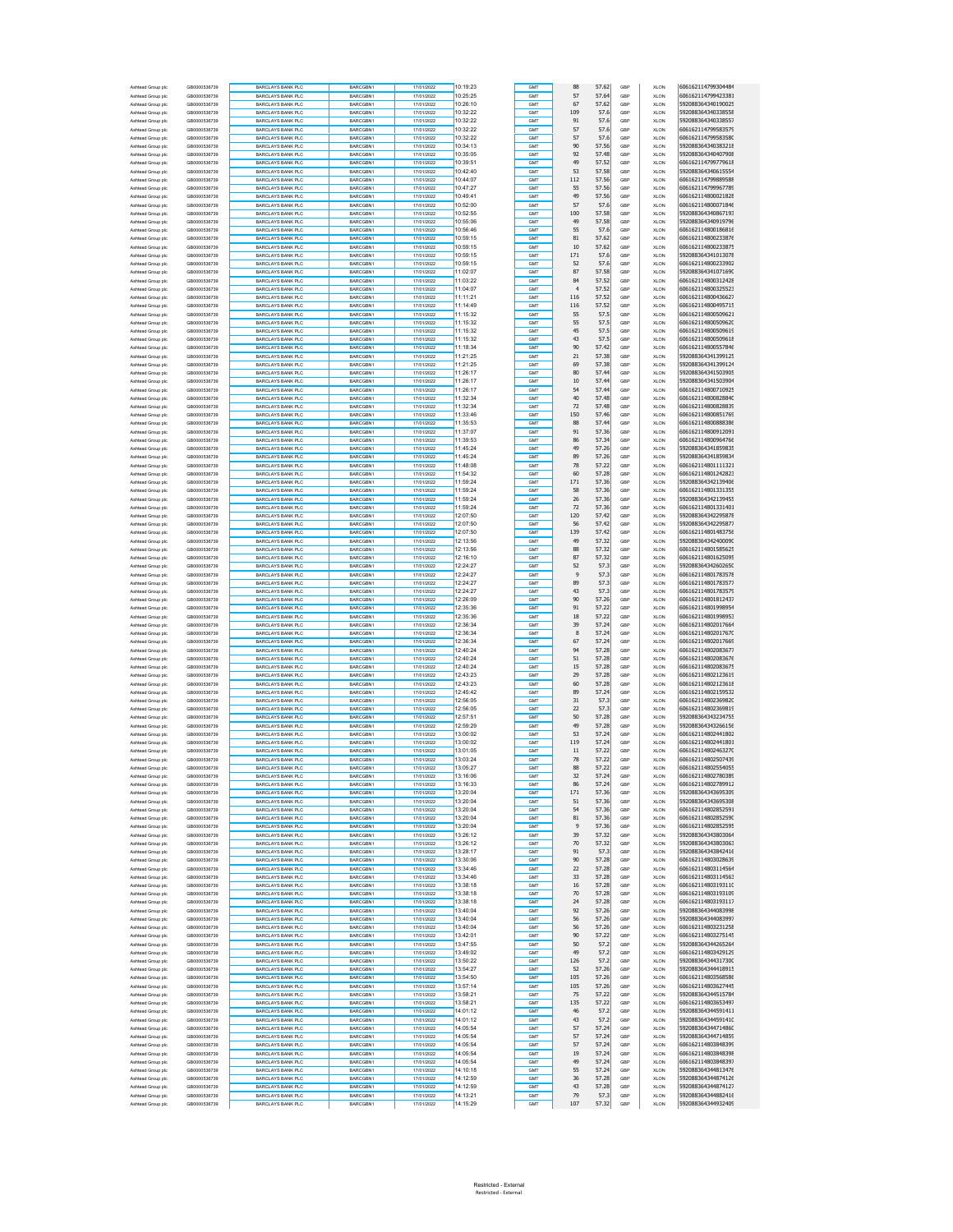| | | | | | | | | | | |
|---|---|---|---|---|---|---|---|---|---|---|
| Ashtead Group plc | GB0000536739 | BARCLAYS BANK PLC | BARCGBN1 | 17/01/2022 | 10:19:23 | GMT | 88 | 57.62 | GBP | XLON | 606162114799304484 |
| Ashtead Group plc | GB0000536739 | BARCLAYS BANK PLC | BARCGBN1 | 17/01/2022 | 10:25:25 | GMT | 57 | 57.64 | GBP | XLON | 606162114799423381 |
| Ashtead Group plc | GB0000536739 | BARCLAYS BANK PLC | BARCGBN1 | 17/01/2022 | 10:26:10 | GMT | 67 | 57.62 | GBP | XLON | 592088364340190025 |
| Ashtead Group plc | GB0000536739 | BARCLAYS BANK PLC | BARCGBN1 | 17/01/2022 | 10:32:22 | GMT | 109 | 57.6 | GBP | XLON | 592088364340338558 |
| Ashtead Group plc | GB0000536739 | BARCLAYS BANK PLC | BARCGBN1 | 17/01/2022 | 10:32:22 | GMT | 91 | 57.6 | GBP | XLON | 592088364340338557 |
| Ashtead Group plc | GB0000536739 | BARCLAYS BANK PLC | BARCGBN1 | 17/01/2022 | 10:32:22 | GMT | 57 | 57.6 | GBP | XLON | 606162114799583579 |
| Ashtead Group plc | GB0000536739 | BARCLAYS BANK PLC | BARCGBN1 | 17/01/2022 | 10:32:22 | GMT | 57 | 57.6 | GBP | XLON | 606162114799583580 |
| Ashtead Group plc | GB0000536739 | BARCLAYS BANK PLC | BARCGBN1 | 17/01/2022 | 10:34:13 | GMT | 90 | 57.56 | GBP | XLON | 592088364340383218 |
| Ashtead Group plc | GB0000536739 | BARCLAYS BANK PLC | BARCGBN1 | 17/01/2022 | 10:35:05 | GMT | 92 | 57.48 | GBP | XLON | 592088364340407908 |
| Ashtead Group plc | GB0000536739 | BARCLAYS BANK PLC | BARCGBN1 | 17/01/2022 | 10:39:51 | GMT | 49 | 57.52 | GBP | XLON | 606162114799779618 |
| Ashtead Group plc | GB0000536739 | BARCLAYS BANK PLC | BARCGBN1 | 17/01/2022 | 10:42:40 | GMT | 53 | 57.58 | GBP | XLON | 592088364340615554 |
| Ashtead Group plc | GB0000536739 | BARCLAYS BANK PLC | BARCGBN1 | 17/01/2022 | 10:44:07 | GMT | 112 | 57.56 | GBP | XLON | 606162114799889588 |
| Ashtead Group plc | GB0000536739 | BARCLAYS BANK PLC | BARCGBN1 | 17/01/2022 | 10:47:27 | GMT | 55 | 57.56 | GBP | XLON | 606162114799967789 |
| Ashtead Group plc | GB0000536739 | BARCLAYS BANK PLC | BARCGBN1 | 17/01/2022 | 10:49:41 | GMT | 49 | 57.56 | GBP | XLON | 606162114800021828 |
| Ashtead Group plc | GB0000536739 | BARCLAYS BANK PLC | BARCGBN1 | 17/01/2022 | 10:52:00 | GMT | 57 | 57.6 | GBP | XLON | 606162114800071846 |
| Ashtead Group plc | GB0000536739 | BARCLAYS BANK PLC | BARCGBN1 | 17/01/2022 | 10:52:55 | GMT | 100 | 57.58 | GBP | XLON | 592088364340867193 |
| Ashtead Group plc | GB0000536739 | BARCLAYS BANK PLC | BARCGBN1 | 17/01/2022 | 10:55:06 | GMT | 49 | 57.58 | GBP | XLON | 592088364340919796 |
| Ashtead Group plc | GB0000536739 | BARCLAYS BANK PLC | BARCGBN1 | 17/01/2022 | 10:56:46 | GMT | 55 | 57.6 | GBP | XLON | 606162114800186816 |
| Ashtead Group plc | GB0000536739 | BARCLAYS BANK PLC | BARCGBN1 | 17/01/2022 | 10:59:15 | GMT | 81 | 57.62 | GBP | XLON | 606162114800233876 |
| Ashtead Group plc | GB0000536739 | BARCLAYS BANK PLC | BARCGBN1 | 17/01/2022 | 10:59:15 | GMT | 10 | 57.62 | GBP | XLON | 606162114800233875 |
| Ashtead Group plc | GB0000536739 | BARCLAYS BANK PLC | BARCGBN1 | 17/01/2022 | 10:59:15 | GMT | 171 | 57.6 | GBP | XLON | 592088364341013078 |
| Ashtead Group plc | GB0000536739 | BARCLAYS BANK PLC | BARCGBN1 | 17/01/2022 | 10:59:15 | GMT | 52 | 57.6 | GBP | XLON | 606162114800233902 |
| Ashtead Group plc | GB0000536739 | BARCLAYS BANK PLC | BARCGBN1 | 17/01/2022 | 11:02:07 | GMT | 87 | 57.58 | GBP | XLON | 592088364341071690 |
| Ashtead Group plc | GB0000536739 | BARCLAYS BANK PLC | BARCGBN1 | 17/01/2022 | 11:03:22 | GMT | 84 | 57.52 | GBP | XLON | 606162114800312428 |
| Ashtead Group plc | GB0000536739 | BARCLAYS BANK PLC | BARCGBN1 | 17/01/2022 | 11:04:07 | GMT | 4 | 57.52 | GBP | XLON | 606162114800325523 |
| Ashtead Group plc | GB0000536739 | BARCLAYS BANK PLC | BARCGBN1 | 17/01/2022 | 11:11:21 | GMT | 116 | 57.52 | GBP | XLON | 606162114800436627 |
| Ashtead Group plc | GB0000536739 | BARCLAYS BANK PLC | BARCGBN1 | 17/01/2022 | 11:14:49 | GMT | 116 | 57.52 | GBP | XLON | 606162114800495713 |
| Ashtead Group plc | GB0000536739 | BARCLAYS BANK PLC | BARCGBN1 | 17/01/2022 | 11:15:32 | GMT | 55 | 57.5 | GBP | XLON | 606162114800509621 |
| Ashtead Group plc | GB0000536739 | BARCLAYS BANK PLC | BARCGBN1 | 17/01/2022 | 11:15:32 | GMT | 55 | 57.5 | GBP | XLON | 606162114800509620 |
| Ashtead Group plc | GB0000536739 | BARCLAYS BANK PLC | BARCGBN1 | 17/01/2022 | 11:15:32 | GMT | 45 | 57.5 | GBP | XLON | 606162114800509619 |
| Ashtead Group plc | GB0000536739 | BARCLAYS BANK PLC | BARCGBN1 | 17/01/2022 | 11:15:32 | GMT | 43 | 57.5 | GBP | XLON | 606162114800509618 |
| Ashtead Group plc | GB0000536739 | BARCLAYS BANK PLC | BARCGBN1 | 17/01/2022 | 11:18:34 | GMT | 90 | 57.42 | GBP | XLON | 606162114800557846 |
| Ashtead Group plc | GB0000536739 | BARCLAYS BANK PLC | BARCGBN1 | 17/01/2022 | 11:21:25 | GMT | 21 | 57.38 | GBP | XLON | 592088364341399125 |
| Ashtead Group plc | GB0000536739 | BARCLAYS BANK PLC | BARCGBN1 | 17/01/2022 | 11:21:25 | GMT | 69 | 57.38 | GBP | XLON | 592088364341399124 |
| Ashtead Group plc | GB0000536739 | BARCLAYS BANK PLC | BARCGBN1 | 17/01/2022 | 11:26:17 | GMT | 80 | 57.44 | GBP | XLON | 592088364341503905 |
| Ashtead Group plc | GB0000536739 | BARCLAYS BANK PLC | BARCGBN1 | 17/01/2022 | 11:26:17 | GMT | 10 | 57.44 | GBP | XLON | 592088364341503904 |
| Ashtead Group plc | GB0000536739 | BARCLAYS BANK PLC | BARCGBN1 | 17/01/2022 | 11:26:17 | GMT | 54 | 57.44 | GBP | XLON | 606162114800710925 |
| Ashtead Group plc | GB0000536739 | BARCLAYS BANK PLC | BARCGBN1 | 17/01/2022 | 11:32:34 | GMT | 40 | 57.48 | GBP | XLON | 606162114800828840 |
| Ashtead Group plc | GB0000536739 | BARCLAYS BANK PLC | BARCGBN1 | 17/01/2022 | 11:32:34 | GMT | 72 | 57.48 | GBP | XLON | 606162114800828839 |
| Ashtead Group plc | GB0000536739 | BARCLAYS BANK PLC | BARCGBN1 | 17/01/2022 | 11:33:46 | GMT | 150 | 57.46 | GBP | XLON | 606162114800851769 |
| Ashtead Group plc | GB0000536739 | BARCLAYS BANK PLC | BARCGBN1 | 17/01/2022 | 11:35:53 | GMT | 88 | 57.44 | GBP | XLON | 606162114800888386 |
| Ashtead Group plc | GB0000536739 | BARCLAYS BANK PLC | BARCGBN1 | 17/01/2022 | 11:37:07 | GMT | 91 | 57.36 | GBP | XLON | 606162114800912091 |
| Ashtead Group plc | GB0000536739 | BARCLAYS BANK PLC | BARCGBN1 | 17/01/2022 | 11:39:53 | GMT | 86 | 57.34 | GBP | XLON | 606162114800964766 |
| Ashtead Group plc | GB0000536739 | BARCLAYS BANK PLC | BARCGBN1 | 17/01/2022 | 11:45:24 | GMT | 49 | 57.26 | GBP | XLON | 592088364341859835 |
| Ashtead Group plc | GB0000536739 | BARCLAYS BANK PLC | BARCGBN1 | 17/01/2022 | 11:45:24 | GMT | 89 | 57.26 | GBP | XLON | 592088364341859834 |
| Ashtead Group plc | GB0000536739 | BARCLAYS BANK PLC | BARCGBN1 | 17/01/2022 | 11:48:08 | GMT | 78 | 57.22 | GBP | XLON | 606162114801111321 |
| Ashtead Group plc | GB0000536739 | BARCLAYS BANK PLC | BARCGBN1 | 17/01/2022 | 11:54:32 | GMT | 60 | 57.28 | GBP | XLON | 606162114801242823 |
| Ashtead Group plc | GB0000536739 | BARCLAYS BANK PLC | BARCGBN1 | 17/01/2022 | 11:59:24 | GMT | 171 | 57.36 | GBP | XLON | 592088364342139406 |
| Ashtead Group plc | GB0000536739 | BARCLAYS BANK PLC | BARCGBN1 | 17/01/2022 | 11:59:24 | GMT | 58 | 57.36 | GBP | XLON | 606162114801331355 |
| Ashtead Group plc | GB0000536739 | BARCLAYS BANK PLC | BARCGBN1 | 17/01/2022 | 11:59:24 | GMT | 26 | 57.36 | GBP | XLON | 592088364342139455 |
| Ashtead Group plc | GB0000536739 | BARCLAYS BANK PLC | BARCGBN1 | 17/01/2022 | 11:59:24 | GMT | 72 | 57.36 | GBP | XLON | 606162114801331401 |
| Ashtead Group plc | GB0000536739 | BARCLAYS BANK PLC | BARCGBN1 | 17/01/2022 | 12:07:50 | GMT | 120 | 57.42 | GBP | XLON | 592088364342295878 |
| Ashtead Group plc | GB0000536739 | BARCLAYS BANK PLC | BARCGBN1 | 17/01/2022 | 12:07:50 | GMT | 56 | 57.42 | GBP | XLON | 592088364342295877 |
| Ashtead Group plc | GB0000536739 | BARCLAYS BANK PLC | BARCGBN1 | 17/01/2022 | 12:07:50 | GMT | 139 | 57.42 | GBP | XLON | 606162114801483756 |
| Ashtead Group plc | GB0000536739 | BARCLAYS BANK PLC | BARCGBN1 | 17/01/2022 | 12:13:56 | GMT | 49 | 57.32 | GBP | XLON | 592088364342400090 |
| Ashtead Group plc | GB0000536739 | BARCLAYS BANK PLC | BARCGBN1 | 17/01/2022 | 12:13:56 | GMT | 88 | 57.32 | GBP | XLON | 606162114801585625 |
| Ashtead Group plc | GB0000536739 | BARCLAYS BANK PLC | BARCGBN1 | 17/01/2022 | 12:16:10 | GMT | 87 | 57.32 | GBP | XLON | 606162114801625095 |
| Ashtead Group plc | GB0000536739 | BARCLAYS BANK PLC | BARCGBN1 | 17/01/2022 | 12:24:27 | GMT | 52 | 57.3 | GBP | XLON | 592088364342602650 |
| Ashtead Group plc | GB0000536739 | BARCLAYS BANK PLC | BARCGBN1 | 17/01/2022 | 12:24:27 | GMT | 9 | 57.3 | GBP | XLON | 606162114801783578 |
| Ashtead Group plc | GB0000536739 | BARCLAYS BANK PLC | BARCGBN1 | 17/01/2022 | 12:24:27 | GMT | 89 | 57.3 | GBP | XLON | 606162114801783577 |
| Ashtead Group plc | GB0000536739 | BARCLAYS BANK PLC | BARCGBN1 | 17/01/2022 | 12:24:27 | GMT | 43 | 57.3 | GBP | XLON | 606162114801783579 |
| Ashtead Group plc | GB0000536739 | BARCLAYS BANK PLC | BARCGBN1 | 17/01/2022 | 12:26:09 | GMT | 90 | 57.26 | GBP | XLON | 606162114801812437 |
| Ashtead Group plc | GB0000536739 | BARCLAYS BANK PLC | BARCGBN1 | 17/01/2022 | 12:35:36 | GMT | 91 | 57.22 | GBP | XLON | 606162114801998954 |
| Ashtead Group plc | GB0000536739 | BARCLAYS BANK PLC | BARCGBN1 | 17/01/2022 | 12:35:36 | GMT | 18 | 57.22 | GBP | XLON | 606162114801998953 |
| Ashtead Group plc | GB0000536739 | BARCLAYS BANK PLC | BARCGBN1 | 17/01/2022 | 12:36:34 | GMT | 39 | 57.24 | GBP | XLON | 606162114802017664 |
| Ashtead Group plc | GB0000536739 | BARCLAYS BANK PLC | BARCGBN1 | 17/01/2022 | 12:36:34 | GMT | 8 | 57.24 | GBP | XLON | 606162114802017670 |
| Ashtead Group plc | GB0000536739 | BARCLAYS BANK PLC | BARCGBN1 | 17/01/2022 | 12:36:34 | GMT | 67 | 57.24 | GBP | XLON | 606162114802017665 |
| Ashtead Group plc | GB0000536739 | BARCLAYS BANK PLC | BARCGBN1 | 17/01/2022 | 12:40:24 | GMT | 94 | 57.28 | GBP | XLON | 606162114802083677 |
| Ashtead Group plc | GB0000536739 | BARCLAYS BANK PLC | BARCGBN1 | 17/01/2022 | 12:40:24 | GMT | 51 | 57.28 | GBP | XLON | 606162114802083676 |
| Ashtead Group plc | GB0000536739 | BARCLAYS BANK PLC | BARCGBN1 | 17/01/2022 | 12:40:24 | GMT | 15 | 57.28 | GBP | XLON | 606162114802083675 |
| Ashtead Group plc | GB0000536739 | BARCLAYS BANK PLC | BARCGBN1 | 17/01/2022 | 12:43:23 | GMT | 29 | 57.28 | GBP | XLON | 606162114802123619 |
| Ashtead Group plc | GB0000536739 | BARCLAYS BANK PLC | BARCGBN1 | 17/01/2022 | 12:43:23 | GMT | 60 | 57.28 | GBP | XLON | 606162114802123618 |
| Ashtead Group plc | GB0000536739 | BARCLAYS BANK PLC | BARCGBN1 | 17/01/2022 | 12:45:42 | GMT | 89 | 57.24 | GBP | XLON | 606162114802159532 |
| Ashtead Group plc | GB0000536739 | BARCLAYS BANK PLC | BARCGBN1 | 17/01/2022 | 12:56:05 | GMT | 31 | 57.3 | GBP | XLON | 606162114802369820 |
| Ashtead Group plc | GB0000536739 | BARCLAYS BANK PLC | BARCGBN1 | 17/01/2022 | 12:56:05 | GMT | 22 | 57.3 | GBP | XLON | 606162114802369819 |
| Ashtead Group plc | GB0000536739 | BARCLAYS BANK PLC | BARCGBN1 | 17/01/2022 | 12:57:51 | GMT | 50 | 57.28 | GBP | XLON | 592088364343234755 |
| Ashtead Group plc | GB0000536739 | BARCLAYS BANK PLC | BARCGBN1 | 17/01/2022 | 12:59:29 | GMT | 49 | 57.28 | GBP | XLON | 592088364343266156 |
| Ashtead Group plc | GB0000536739 | BARCLAYS BANK PLC | BARCGBN1 | 17/01/2022 | 13:00:02 | GMT | 53 | 57.24 | GBP | XLON | 606162114802441802 |
| Ashtead Group plc | GB0000536739 | BARCLAYS BANK PLC | BARCGBN1 | 17/01/2022 | 13:00:02 | GMT | 119 | 57.24 | GBP | XLON | 606162114802441801 |
| Ashtead Group plc | GB0000536739 | BARCLAYS BANK PLC | BARCGBN1 | 17/01/2022 | 13:01:05 | GMT | 11 | 57.22 | GBP | XLON | 606162114802463270 |
| Ashtead Group plc | GB0000536739 | BARCLAYS BANK PLC | BARCGBN1 | 17/01/2022 | 13:03:24 | GMT | 78 | 57.22 | GBP | XLON | 606162114802507435 |
| Ashtead Group plc | GB0000536739 | BARCLAYS BANK PLC | BARCGBN1 | 17/01/2022 | 13:05:27 | GMT | 88 | 57.22 | GBP | XLON | 606162114802554055 |
| Ashtead Group plc | GB0000536739 | BARCLAYS BANK PLC | BARCGBN1 | 17/01/2022 | 13:16:06 | GMT | 32 | 57.24 | GBP | XLON | 606162114802780389 |
| Ashtead Group plc | GB0000536739 | BARCLAYS BANK PLC | BARCGBN1 | 17/01/2022 | 13:16:33 | GMT | 86 | 57.24 | GBP | XLON | 606162114802789912 |
| Ashtead Group plc | GB0000536739 | BARCLAYS BANK PLC | BARCGBN1 | 17/01/2022 | 13:20:04 | GMT | 171 | 57.36 | GBP | XLON | 592088364343695309 |
| Ashtead Group plc | GB0000536739 | BARCLAYS BANK PLC | BARCGBN1 | 17/01/2022 | 13:20:04 | GMT | 51 | 57.36 | GBP | XLON | 592088364343695308 |
| Ashtead Group plc | GB0000536739 | BARCLAYS BANK PLC | BARCGBN1 | 17/01/2022 | 13:20:04 | GMT | 54 | 57.36 | GBP | XLON | 606162114802852591 |
| Ashtead Group plc | GB0000536739 | BARCLAYS BANK PLC | BARCGBN1 | 17/01/2022 | 13:20:04 | GMT | 81 | 57.36 | GBP | XLON | 606162114802852590 |
| Ashtead Group plc | GB0000536739 | BARCLAYS BANK PLC | BARCGBN1 | 17/01/2022 | 13:20:04 | GMT | 9 | 57.36 | GBP | XLON | 606162114802852595 |
| Ashtead Group plc | GB0000536739 | BARCLAYS BANK PLC | BARCGBN1 | 17/01/2022 | 13:26:12 | GMT | 39 | 57.32 | GBP | XLON | 592088364343803064 |
| Ashtead Group plc | GB0000536739 | BARCLAYS BANK PLC | BARCGBN1 | 17/01/2022 | 13:26:12 | GMT | 70 | 57.32 | GBP | XLON | 592088364343803063 |
| Ashtead Group plc | GB0000536739 | BARCLAYS BANK PLC | BARCGBN1 | 17/01/2022 | 13:28:17 | GMT | 91 | 57.3 | GBP | XLON | 592088364343842416 |
| Ashtead Group plc | GB0000536739 | BARCLAYS BANK PLC | BARCGBN1 | 17/01/2022 | 13:30:06 | GMT | 90 | 57.28 | GBP | XLON | 606162114803028639 |
| Ashtead Group plc | GB0000536739 | BARCLAYS BANK PLC | BARCGBN1 | 17/01/2022 | 13:34:46 | GMT | 22 | 57.28 | GBP | XLON | 606162114803114564 |
| Ashtead Group plc | GB0000536739 | BARCLAYS BANK PLC | BARCGBN1 | 17/01/2022 | 13:34:46 | GMT | 33 | 57.28 | GBP | XLON | 606162114803114563 |
| Ashtead Group plc | GB0000536739 | BARCLAYS BANK PLC | BARCGBN1 | 17/01/2022 | 13:38:18 | GMT | 16 | 57.28 | GBP | XLON | 606162114803193110 |
| Ashtead Group plc | GB0000536739 | BARCLAYS BANK PLC | BARCGBN1 | 17/01/2022 | 13:38:18 | GMT | 70 | 57.28 | GBP | XLON | 606162114803193109 |
| Ashtead Group plc | GB0000536739 | BARCLAYS BANK PLC | BARCGBN1 | 17/01/2022 | 13:38:18 | GMT | 24 | 57.28 | GBP | XLON | 606162114803193117 |
| Ashtead Group plc | GB0000536739 | BARCLAYS BANK PLC | BARCGBN1 | 17/01/2022 | 13:40:04 | GMT | 92 | 57.26 | GBP | XLON | 592088364344083998 |
| Ashtead Group plc | GB0000536739 | BARCLAYS BANK PLC | BARCGBN1 | 17/01/2022 | 13:40:04 | GMT | 56 | 57.26 | GBP | XLON | 592088364344083997 |
| Ashtead Group plc | GB0000536739 | BARCLAYS BANK PLC | BARCGBN1 | 17/01/2022 | 13:40:04 | GMT | 56 | 57.26 | GBP | XLON | 606162114803231258 |
| Ashtead Group plc | GB0000536739 | BARCLAYS BANK PLC | BARCGBN1 | 17/01/2022 | 13:42:01 | GMT | 90 | 57.22 | GBP | XLON | 606162114803275145 |
| Ashtead Group plc | GB0000536739 | BARCLAYS BANK PLC | BARCGBN1 | 17/01/2022 | 13:47:55 | GMT | 50 | 57.2 | GBP | XLON | 592088364344265264 |
| Ashtead Group plc | GB0000536739 | BARCLAYS BANK PLC | BARCGBN1 | 17/01/2022 | 13:49:02 | GMT | 49 | 57.2 | GBP | XLON | 606162114803429129 |
| Ashtead Group plc | GB0000536739 | BARCLAYS BANK PLC | BARCGBN1 | 17/01/2022 | 13:50:22 | GMT | 126 | 57.2 | GBP | XLON | 592088364344317300 |
| Ashtead Group plc | GB0000536739 | BARCLAYS BANK PLC | BARCGBN1 | 17/01/2022 | 13:54:27 | GMT | 52 | 57.26 | GBP | XLON | 592088364344418915 |
| Ashtead Group plc | GB0000536739 | BARCLAYS BANK PLC | BARCGBN1 | 17/01/2022 | 13:54:50 | GMT | 105 | 57.26 | GBP | XLON | 606162114803568586 |
| Ashtead Group plc | GB0000536739 | BARCLAYS BANK PLC | BARCGBN1 | 17/01/2022 | 13:57:14 | GMT | 105 | 57.26 | GBP | XLON | 606162114803627445 |
| Ashtead Group plc | GB0000536739 | BARCLAYS BANK PLC | BARCGBN1 | 17/01/2022 | 13:58:21 | GMT | 75 | 57.22 | GBP | XLON | 592088364344515784 |
| Ashtead Group plc | GB0000536739 | BARCLAYS BANK PLC | BARCGBN1 | 17/01/2022 | 13:58:21 | GMT | 135 | 57.22 | GBP | XLON | 606162114803653497 |
| Ashtead Group plc | GB0000536739 | BARCLAYS BANK PLC | BARCGBN1 | 17/01/2022 | 14:01:12 | GMT | 46 | 57.2 | GBP | XLON | 592088364344591411 |
| Ashtead Group plc | GB0000536739 | BARCLAYS BANK PLC | BARCGBN1 | 17/01/2022 | 14:01:12 | GMT | 43 | 57.2 | GBP | XLON | 592088364344591410 |
| Ashtead Group plc | GB0000536739 | BARCLAYS BANK PLC | BARCGBN1 | 17/01/2022 | 14:05:54 | GMT | 57 | 57.24 | GBP | XLON | 592088364344714860 |
| Ashtead Group plc | GB0000536739 | BARCLAYS BANK PLC | BARCGBN1 | 17/01/2022 | 14:05:54 | GMT | 57 | 57.24 | GBP | XLON | 592088364344714859 |
| Ashtead Group plc | GB0000536739 | BARCLAYS BANK PLC | BARCGBN1 | 17/01/2022 | 14:05:54 | GMT | 57 | 57.24 | GBP | XLON | 606162114803848399 |
| Ashtead Group plc | GB0000536739 | BARCLAYS BANK PLC | BARCGBN1 | 17/01/2022 | 14:05:54 | GMT | 19 | 57.24 | GBP | XLON | 606162114803848398 |
| Ashtead Group plc | GB0000536739 | BARCLAYS BANK PLC | BARCGBN1 | 17/01/2022 | 14:05:54 | GMT | 49 | 57.24 | GBP | XLON | 606162114803848397 |
| Ashtead Group plc | GB0000536739 | BARCLAYS BANK PLC | BARCGBN1 | 17/01/2022 | 14:10:18 | GMT | 55 | 57.24 | GBP | XLON | 592088364344813476 |
| Ashtead Group plc | GB0000536739 | BARCLAYS BANK PLC | BARCGBN1 | 17/01/2022 | 14:12:59 | GMT | 36 | 57.28 | GBP | XLON | 592088364344874126 |
| Ashtead Group plc | GB0000536739 | BARCLAYS BANK PLC | BARCGBN1 | 17/01/2022 | 14:12:59 | GMT | 43 | 57.28 | GBP | XLON | 592088364344874127 |
| Ashtead Group plc | GB0000536739 | BARCLAYS BANK PLC | BARCGBN1 | 17/01/2022 | 14:13:21 | GMT | 79 | 57.3 | GBP | XLON | 592088364344882416 |
| Ashtead Group plc | GB0000536739 | BARCLAYS BANK PLC | BARCGBN1 | 17/01/2022 | 14:15:29 | GMT | 107 | 57.32 | GBP | XLON | 592088364344932409 |

Restricted - External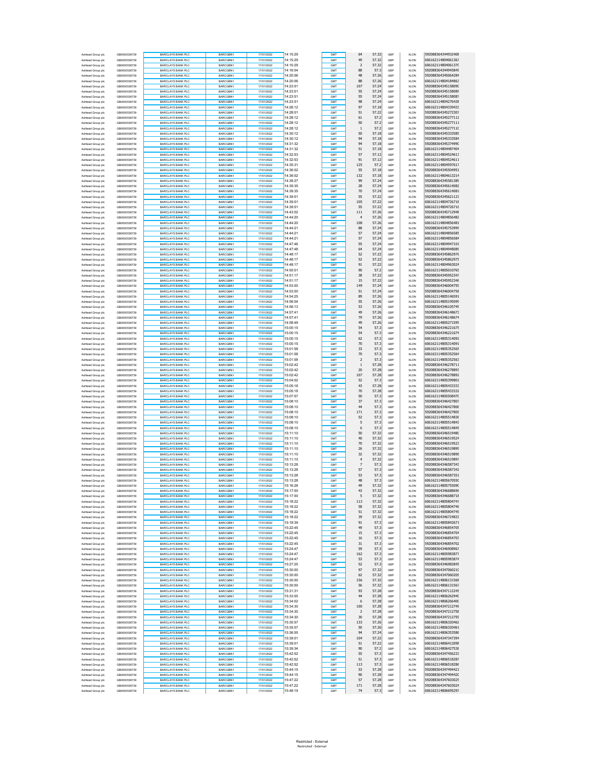| | | | | | | | | | | |
|---|---|---|---|---|---|---|---|---|---|---|
| Ashtead Group plc | GB0000536739 | BARCLAYS BANK PLC | BARCGBN1 | 17/01/2022 | 14:15:29 | GMT | 64 | 57.32 | GBP | XLON | 592088364344932408 |
| Ashtead Group plc | GB0000536739 | BARCLAYS BANK PLC | BARCGBN1 | 17/01/2022 | 14:15:29 | GMT | 49 | 57.32 | GBP | XLON | 606162114804061367 |
| Ashtead Group plc | GB0000536739 | BARCLAYS BANK PLC | BARCGBN1 | 17/01/2022 | 14:15:29 | GMT | 2 | 57.32 | GBP | XLON | 606162114804061370 |
| Ashtead Group plc | GB0000536739 | BARCLAYS BANK PLC | BARCGBN1 | 17/01/2022 | 14:16:04 | GMT | 88 | 57.3 | GBP | XLON | 592088364344945849 |
| Ashtead Group plc | GB0000536739 | BARCLAYS BANK PLC | BARCGBN1 | 17/01/2022 | 14:20:06 | GMT | 48 | 57.26 | GBP | XLON | 592088364345064284 |
| Ashtead Group plc | GB0000536739 | BARCLAYS BANK PLC | BARCGBN1 | 17/01/2022 | 14:20:06 | GMT | 88 | 57.26 | GBP | XLON | 606162114804184863 |
| Ashtead Group plc | GB0000536739 | BARCLAYS BANK PLC | BARCGBN1 | 17/01/2022 | 14:23:51 | GMT | 107 | 57.24 | GBP | XLON | 592088364345158090 |
| Ashtead Group plc | GB0000536739 | BARCLAYS BANK PLC | BARCGBN1 | 17/01/2022 | 14:23:51 | GMT | 55 | 57.24 | GBP | XLON | 592088364345158089 |
| Ashtead Group plc | GB0000536739 | BARCLAYS BANK PLC | BARCGBN1 | 17/01/2022 | 14:23:51 | GMT | 55 | 57.24 | GBP | XLON | 592088364345158087 |
| Ashtead Group plc | GB0000536739 | BARCLAYS BANK PLC | BARCGBN1 | 17/01/2022 | 14:23:51 | GMT | 98 | 57.24 | GBP | XLON | 606162114804276438 |
| Ashtead Group plc | GB0000536739 | BARCLAYS BANK PLC | BARCGBN1 | 17/01/2022 | 14:26:12 | GMT | 97 | 57.18 | GBP | XLON | 606162114804339433 |
| Ashtead Group plc | GB0000536739 | BARCLAYS BANK PLC | BARCGBN1 | 17/01/2022 | 14:28:01 | GMT | 51 | 57.22 | GBP | XLON | 592088364345272307 |
| Ashtead Group plc | GB0000536739 | BARCLAYS BANK PLC | BARCGBN1 | 17/01/2022 | 14:28:12 | GMT | 61 | 57.2 | GBP | XLON | 592088364345277112 |
| Ashtead Group plc | GB0000536739 | BARCLAYS BANK PLC | BARCGBN1 | 17/01/2022 | 14:28:12 | GMT | 50 | 57.2 | GBP | XLON | 592088364345277111 |
| Ashtead Group plc | GB0000536739 | BARCLAYS BANK PLC | BARCGBN1 | 17/01/2022 | 14:28:12 | GMT | 1 | 57.2 | GBP | XLON | 592088364345277110 |
| Ashtead Group plc | GB0000536739 | BARCLAYS BANK PLC | BARCGBN1 | 17/01/2022 | 14:30:12 | GMT | 50 | 57.18 | GBP | XLON | 592088364345333585 |
| Ashtead Group plc | GB0000536739 | BARCLAYS BANK PLC | BARCGBN1 | 17/01/2022 | 14:30:12 | GMT | 94 | 57.18 | GBP | XLON | 592088364345333584 |
| Ashtead Group plc | GB0000536739 | BARCLAYS BANK PLC | BARCGBN1 | 17/01/2022 | 14:31:32 | GMT | 94 | 57.18 | GBP | XLON | 592088364345374990 |
| Ashtead Group plc | GB0000536739 | BARCLAYS BANK PLC | BARCGBN1 | 17/01/2022 | 14:31:32 | GMT | 51 | 57.18 | GBP | XLON | 606162114804487404 |
| Ashtead Group plc | GB0000536739 | BARCLAYS BANK PLC | BARCGBN1 | 17/01/2022 | 14:32:53 | GMT | 57 | 57.12 | GBP | XLON | 606162114804524613 |
| Ashtead Group plc | GB0000536739 | BARCLAYS BANK PLC | BARCGBN1 | 17/01/2022 | 14:32:53 | GMT | 91 | 57.12 | GBP | XLON | 606162114804524611 |
| Ashtead Group plc | GB0000536739 | BARCLAYS BANK PLC | BARCGBN1 | 17/01/2022 | 14:35:31 | GMT | 125 | 57.2 | GBP | XLON | 606162114804597617 |
| Ashtead Group plc | GB0000536739 | BARCLAYS BANK PLC | BARCGBN1 | 17/01/2022 | 14:36:02 | GMT | 55 | 57.18 | GBP | XLON | 592088364345504951 |
| Ashtead Group plc | GB0000536739 | BARCLAYS BANK PLC | BARCGBN1 | 17/01/2022 | 14:36:02 | GMT | 132 | 57.18 | GBP | XLON | 606162114804613214 |
| Ashtead Group plc | GB0000536739 | BARCLAYS BANK PLC | BARCGBN1 | 17/01/2022 | 14:38:27 | GMT | 99 | 57.24 | GBP | XLON | 592088364345581389 |
| Ashtead Group plc | GB0000536739 | BARCLAYS BANK PLC | BARCGBN1 | 17/01/2022 | 14:39:35 | GMT | 28 | 57.24 | GBP | XLON | 592088364345614082 |
| Ashtead Group plc | GB0000536739 | BARCLAYS BANK PLC | BARCGBN1 | 17/01/2022 | 14:39:35 | GMT | 70 | 57.24 | GBP | XLON | 592088364345614081 |
| Ashtead Group plc | GB0000536739 | BARCLAYS BANK PLC | BARCGBN1 | 17/01/2022 | 14:39:51 | GMT | 55 | 57.22 | GBP | XLON | 592088364345621123 |
| Ashtead Group plc | GB0000536739 | BARCLAYS BANK PLC | BARCGBN1 | 17/01/2022 | 14:39:51 | GMT | 105 | 57.22 | GBP | XLON | 606162114804726718 |
| Ashtead Group plc | GB0000536739 | BARCLAYS BANK PLC | BARCGBN1 | 17/01/2022 | 14:39:51 | GMT | 55 | 57.22 | GBP | XLON | 606162114804726716 |
| Ashtead Group plc | GB0000536739 | BARCLAYS BANK PLC | BARCGBN1 | 17/01/2022 | 14:43:02 | GMT | 111 | 57.26 | GBP | XLON | 592088364345712948 |
| Ashtead Group plc | GB0000536739 | BARCLAYS BANK PLC | BARCGBN1 | 17/01/2022 | 14:44:20 | GMT | 4 | 57.26 | GBP | XLON | 606162114804856482 |
| Ashtead Group plc | GB0000536739 | BARCLAYS BANK PLC | BARCGBN1 | 17/01/2022 | 14:44:20 | GMT | 108 | 57.26 | GBP | XLON | 606162114804856481 |
| Ashtead Group plc | GB0000536739 | BARCLAYS BANK PLC | BARCGBN1 | 17/01/2022 | 14:44:21 | GMT | 88 | 57.24 | GBP | XLON | 592088364345753999 |
| Ashtead Group plc | GB0000536739 | BARCLAYS BANK PLC | BARCGBN1 | 17/01/2022 | 14:44:21 | GMT | 57 | 57.24 | GBP | XLON | 606162114804856585 |
| Ashtead Group plc | GB0000536739 | BARCLAYS BANK PLC | BARCGBN1 | 17/01/2022 | 14:44:21 | GMT | 57 | 57.24 | GBP | XLON | 606162114804856584 |
| Ashtead Group plc | GB0000536739 | BARCLAYS BANK PLC | BARCGBN1 | 17/01/2022 | 14:47:46 | GMT | 55 | 57.24 | GBP | XLON | 606162114804947101 |
| Ashtead Group plc | GB0000536739 | BARCLAYS BANK PLC | BARCGBN1 | 17/01/2022 | 14:47:48 | GMT | 64 | 57.24 | GBP | XLON | 606162114804948089 |
| Ashtead Group plc | GB0000536739 | BARCLAYS BANK PLC | BARCGBN1 | 17/01/2022 | 14:48:17 | GMT | 52 | 57.22 | GBP | XLON | 592088364345862976 |
| Ashtead Group plc | GB0000536739 | BARCLAYS BANK PLC | BARCGBN1 | 17/01/2022 | 14:48:17 | GMT | 52 | 57.22 | GBP | XLON | 592088364345862975 |
| Ashtead Group plc | GB0000536739 | BARCLAYS BANK PLC | BARCGBN1 | 17/01/2022 | 14:48:17 | GMT | 91 | 57.22 | GBP | XLON | 606162114804963024 |
| Ashtead Group plc | GB0000536739 | BARCLAYS BANK PLC | BARCGBN1 | 17/01/2022 | 14:50:01 | GMT | 90 | 57.2 | GBP | XLON | 606162114805010765 |
| Ashtead Group plc | GB0000536739 | BARCLAYS BANK PLC | BARCGBN1 | 17/01/2022 | 14:51:17 | GMT | 38 | 57.22 | GBP | XLON | 592088364345952347 |
| Ashtead Group plc | GB0000536739 | BARCLAYS BANK PLC | BARCGBN1 | 17/01/2022 | 14:51:17 | GMT | 15 | 57.22 | GBP | XLON | 592088364345952346 |
| Ashtead Group plc | GB0000536739 | BARCLAYS BANK PLC | BARCGBN1 | 17/01/2022 | 14:53:00 | GMT | 149 | 57.24 | GBP | XLON | 592088364346004759 |
| Ashtead Group plc | GB0000536739 | BARCLAYS BANK PLC | BARCGBN1 | 17/01/2022 | 14:53:00 | GMT | 51 | 57.24 | GBP | XLON | 592088364346004758 |
| Ashtead Group plc | GB0000536739 | BARCLAYS BANK PLC | BARCGBN1 | 17/01/2022 | 14:54:25 | GMT | 89 | 57.26 | GBP | XLON | 606162114805146591 |
| Ashtead Group plc | GB0000536739 | BARCLAYS BANK PLC | BARCGBN1 | 17/01/2022 | 14:56:04 | GMT | 55 | 57.26 | GBP | XLON | 606162114805195099 |
| Ashtead Group plc | GB0000536739 | BARCLAYS BANK PLC | BARCGBN1 | 17/01/2022 | 14:56:13 | GMT | 53 | 57.26 | GBP | XLON | 592088364346105749 |
| Ashtead Group plc | GB0000536739 | BARCLAYS BANK PLC | BARCGBN1 | 17/01/2022 | 14:57:41 | GMT | 49 | 57.26 | GBP | XLON | 592088364346148673 |
| Ashtead Group plc | GB0000536739 | BARCLAYS BANK PLC | BARCGBN1 | 17/01/2022 | 14:57:41 | GMT | 79 | 57.26 | GBP | XLON | 592088364346148674 |
| Ashtead Group plc | GB0000536739 | BARCLAYS BANK PLC | BARCGBN1 | 17/01/2022 | 14:58:49 | GMT | 49 | 57.26 | GBP | XLON | 606162114805271599 |
| Ashtead Group plc | GB0000536739 | BARCLAYS BANK PLC | BARCGBN1 | 17/01/2022 | 15:00:15 | GMT | 54 | 57.3 | GBP | XLON | 592088364346221675 |
| Ashtead Group plc | GB0000536739 | BARCLAYS BANK PLC | BARCGBN1 | 17/01/2022 | 15:00:15 | GMT | 54 | 57.3 | GBP | XLON | 592088364346221674 |
| Ashtead Group plc | GB0000536739 | BARCLAYS BANK PLC | BARCGBN1 | 17/01/2022 | 15:00:15 | GMT | 62 | 57.3 | GBP | XLON | 606162114805314092 |
| Ashtead Group plc | GB0000536739 | BARCLAYS BANK PLC | BARCGBN1 | 17/01/2022 | 15:00:15 | GMT | 70 | 57.3 | GBP | XLON | 606162114805314091 |
| Ashtead Group plc | GB0000536739 | BARCLAYS BANK PLC | BARCGBN1 | 17/01/2022 | 15:01:58 | GMT | 33 | 57.3 | GBP | XLON | 606162114805352565 |
| Ashtead Group plc | GB0000536739 | BARCLAYS BANK PLC | BARCGBN1 | 17/01/2022 | 15:01:58 | GMT | 70 | 57.3 | GBP | XLON | 606162114805352564 |
| Ashtead Group plc | GB0000536739 | BARCLAYS BANK PLC | BARCGBN1 | 17/01/2022 | 15:01:58 | GMT | 2 | 57.3 | GBP | XLON | 606162114805352563 |
| Ashtead Group plc | GB0000536739 | BARCLAYS BANK PLC | BARCGBN1 | 17/01/2022 | 15:02:42 | GMT | 1 | 57.28 | GBP | XLON | 592088364346278711 |
| Ashtead Group plc | GB0000536739 | BARCLAYS BANK PLC | BARCGBN1 | 17/01/2022 | 15:02:42 | GMT | 20 | 57.28 | GBP | XLON | 592088364346278893 |
| Ashtead Group plc | GB0000536739 | BARCLAYS BANK PLC | BARCGBN1 | 17/01/2022 | 15:02:42 | GMT | 107 | 57.28 | GBP | XLON | 592088364346278892 |
| Ashtead Group plc | GB0000536739 | BARCLAYS BANK PLC | BARCGBN1 | 17/01/2022 | 15:04:02 | GMT | 52 | 57.3 | GBP | XLON | 606162114805399801 |
| Ashtead Group plc | GB0000536739 | BARCLAYS BANK PLC | BARCGBN1 | 17/01/2022 | 15:05:18 | GMT | 43 | 57.28 | GBP | XLON | 606162114805433333 |
| Ashtead Group plc | GB0000536739 | BARCLAYS BANK PLC | BARCGBN1 | 17/01/2022 | 15:05:18 | GMT | 70 | 57.28 | GBP | XLON | 606162114805433332 |
| Ashtead Group plc | GB0000536739 | BARCLAYS BANK PLC | BARCGBN1 | 17/01/2022 | 15:07:57 | GMT | 50 | 57.3 | GBP | XLON | 606162114805508470 |
| Ashtead Group plc | GB0000536739 | BARCLAYS BANK PLC | BARCGBN1 | 17/01/2022 | 15:08:10 | GMT | 37 | 57.3 | GBP | XLON | 592088364346427807 |
| Ashtead Group plc | GB0000536739 | BARCLAYS BANK PLC | BARCGBN1 | 17/01/2022 | 15:08:10 | GMT | 44 | 57.3 | GBP | XLON | 592088364346427806 |
| Ashtead Group plc | GB0000536739 | BARCLAYS BANK PLC | BARCGBN1 | 17/01/2022 | 15:08:10 | GMT | 171 | 57.3 | GBP | XLON | 592088364346427805 |
| Ashtead Group plc | GB0000536739 | BARCLAYS BANK PLC | BARCGBN1 | 17/01/2022 | 15:08:10 | GMT | 52 | 57.3 | GBP | XLON | 606162114805514836 |
| Ashtead Group plc | GB0000536739 | BARCLAYS BANK PLC | BARCGBN1 | 17/01/2022 | 15:08:10 | GMT | 5 | 57.3 | GBP | XLON | 606162114805514843 |
| Ashtead Group plc | GB0000536739 | BARCLAYS BANK PLC | BARCGBN1 | 17/01/2022 | 15:08:10 | GMT | 6 | 57.3 | GBP | XLON | 606162114805514845 |
| Ashtead Group plc | GB0000536739 | BARCLAYS BANK PLC | BARCGBN1 | 17/01/2022 | 15:11:10 | GMT | 50 | 57.32 | GBP | XLON | 592088364346519480 |
| Ashtead Group plc | GB0000536739 | BARCLAYS BANK PLC | BARCGBN1 | 17/01/2022 | 15:11:10 | GMT | 40 | 57.32 | GBP | XLON | 592088364346519524 |
| Ashtead Group plc | GB0000536739 | BARCLAYS BANK PLC | BARCGBN1 | 17/01/2022 | 15:11:10 | GMT | 70 | 57.32 | GBP | XLON | 592088364346519523 |
| Ashtead Group plc | GB0000536739 | BARCLAYS BANK PLC | BARCGBN1 | 17/01/2022 | 15:11:10 | GMT | 26 | 57.32 | GBP | XLON | 592088364346519899 |
| Ashtead Group plc | GB0000536739 | BARCLAYS BANK PLC | BARCGBN1 | 17/01/2022 | 15:11:10 | GMT | 32 | 57.32 | GBP | XLON | 592088364346519898 |
| Ashtead Group plc | GB0000536739 | BARCLAYS BANK PLC | BARCGBN1 | 17/01/2022 | 15:11:10 | GMT | 4 | 57.32 | GBP | XLON | 592088364346519897 |
| Ashtead Group plc | GB0000536739 | BARCLAYS BANK PLC | BARCGBN1 | 17/01/2022 | 15:13:28 | GMT | 7 | 57.3 | GBP | XLON | 592088364346587343 |
| Ashtead Group plc | GB0000536739 | BARCLAYS BANK PLC | BARCGBN1 | 17/01/2022 | 15:13:28 | GMT | 57 | 57.3 | GBP | XLON | 592088364346587342 |
| Ashtead Group plc | GB0000536739 | BARCLAYS BANK PLC | BARCGBN1 | 17/01/2022 | 15:13:28 | GMT | 53 | 57.3 | GBP | XLON | 592088364346587351 |
| Ashtead Group plc | GB0000536739 | BARCLAYS BANK PLC | BARCGBN1 | 17/01/2022 | 15:13:28 | GMT | 48 | 57.3 | GBP | XLON | 606162114805670550 |
| Ashtead Group plc | GB0000536739 | BARCLAYS BANK PLC | BARCGBN1 | 17/01/2022 | 15:16:28 | GMT | 49 | 57.32 | GBP | XLON | 606162114805755090 |
| Ashtead Group plc | GB0000536739 | BARCLAYS BANK PLC | BARCGBN1 | 17/01/2022 | 15:17:00 | GMT | 43 | 57.32 | GBP | XLON | 592088364346688696 |
| Ashtead Group plc | GB0000536739 | BARCLAYS BANK PLC | BARCGBN1 | 17/01/2022 | 15:17:00 | GMT | 5 | 57.32 | GBP | XLON | 592088364346688718 |
| Ashtead Group plc | GB0000536739 | BARCLAYS BANK PLC | BARCGBN1 | 17/01/2022 | 15:18:22 | GMT | 113 | 57.32 | GBP | XLON | 606162114805804747 |
| Ashtead Group plc | GB0000536739 | BARCLAYS BANK PLC | BARCGBN1 | 17/01/2022 | 15:18:22 | GMT | 58 | 57.32 | GBP | XLON | 606162114805804746 |
| Ashtead Group plc | GB0000536739 | BARCLAYS BANK PLC | BARCGBN1 | 17/01/2022 | 15:18:22 | GMT | 51 | 57.32 | GBP | XLON | 606162114805804745 |
| Ashtead Group plc | GB0000536739 | BARCLAYS BANK PLC | BARCGBN1 | 17/01/2022 | 15:18:22 | GMT | 39 | 57.32 | GBP | XLON | 592088364346724831 |
| Ashtead Group plc | GB0000536739 | BARCLAYS BANK PLC | BARCGBN1 | 17/01/2022 | 15:19:39 | GMT | 91 | 57.3 | GBP | XLON | 606162114805842671 |
| Ashtead Group plc | GB0000536739 | BARCLAYS BANK PLC | BARCGBN1 | 17/01/2022 | 15:22:45 | GMT | 49 | 57.3 | GBP | XLON | 592088364346854705 |
| Ashtead Group plc | GB0000536739 | BARCLAYS BANK PLC | BARCGBN1 | 17/01/2022 | 15:22:45 | GMT | 15 | 57.3 | GBP | XLON | 592088364346854704 |
| Ashtead Group plc | GB0000536739 | BARCLAYS BANK PLC | BARCGBN1 | 17/01/2022 | 15:22:45 | GMT | 16 | 57.3 | GBP | XLON | 592088364346854703 |
| Ashtead Group plc | GB0000536739 | BARCLAYS BANK PLC | BARCGBN1 | 17/01/2022 | 15:22:45 | GMT | 31 | 57.3 | GBP | XLON | 592088364346854702 |
| Ashtead Group plc | GB0000536739 | BARCLAYS BANK PLC | BARCGBN1 | 17/01/2022 | 15:24:47 | GMT | 59 | 57.3 | GBP | XLON | 592088364346908967 |
| Ashtead Group plc | GB0000536739 | BARCLAYS BANK PLC | BARCGBN1 | 17/01/2022 | 15:24:47 | GMT | 162 | 57.3 | GBP | XLON | 606162114805983877 |
| Ashtead Group plc | GB0000536739 | BARCLAYS BANK PLC | BARCGBN1 | 17/01/2022 | 15:24:47 | GMT | 53 | 57.3 | GBP | XLON | 606162114805983874 |
| Ashtead Group plc | GB0000536739 | BARCLAYS BANK PLC | BARCGBN1 | 17/01/2022 | 15:27:25 | GMT | 52 | 57.3 | GBP | XLON | 592088364346982845 |
| Ashtead Group plc | GB0000536739 | BARCLAYS BANK PLC | BARCGBN1 | 17/01/2022 | 15:30:00 | GMT | 97 | 57.32 | GBP | XLON | 592088364347060210 |
| Ashtead Group plc | GB0000536739 | BARCLAYS BANK PLC | BARCGBN1 | 17/01/2022 | 15:30:00 | GMT | 62 | 57.32 | GBP | XLON | 592088364347060209 |
| Ashtead Group plc | GB0000536739 | BARCLAYS BANK PLC | BARCGBN1 | 17/01/2022 | 15:30:00 | GMT | 156 | 57.32 | GBP | XLON | 606162114806131568 |
| Ashtead Group plc | GB0000536739 | BARCLAYS BANK PLC | BARCGBN1 | 17/01/2022 | 15:30:00 | GMT | 56 | 57.32 | GBP | XLON | 606162114806131567 |
| Ashtead Group plc | GB0000536739 | BARCLAYS BANK PLC | BARCGBN1 | 17/01/2022 | 15:31:31 | GMT | 93 | 57.28 | GBP | XLON | 592088364347112245 |
| Ashtead Group plc | GB0000536739 | BARCLAYS BANK PLC | BARCGBN1 | 17/01/2022 | 15:33:55 | GMT | 44 | 57.28 | GBP | XLON | 606162114806262940 |
| Ashtead Group plc | GB0000536739 | BARCLAYS BANK PLC | BARCGBN1 | 17/01/2022 | 15:34:02 | GMT | 6 | 57.28 | GBP | XLON | 606162114806266400 |
| Ashtead Group plc | GB0000536739 | BARCLAYS BANK PLC | BARCGBN1 | 17/01/2022 | 15:34:30 | GMT | 100 | 57.28 | GBP | XLON | 592088364347212745 |
| Ashtead Group plc | GB0000536739 | BARCLAYS BANK PLC | BARCGBN1 | 17/01/2022 | 15:34:30 | GMT | 2 | 57.28 | GBP | XLON | 592088364347212758 |
| Ashtead Group plc | GB0000536739 | BARCLAYS BANK PLC | BARCGBN1 | 17/01/2022 | 15:34:30 | GMT | 30 | 57.28 | GBP | XLON | 592088364347212759 |
| Ashtead Group plc | GB0000536739 | BARCLAYS BANK PLC | BARCGBN1 | 17/01/2022 | 15:35:57 | GMT | 133 | 57.26 | GBP | XLON | 606162114806320462 |
| Ashtead Group plc | GB0000536739 | BARCLAYS BANK PLC | BARCGBN1 | 17/01/2022 | 15:35:57 | GMT | 50 | 57.26 | GBP | XLON | 606162114806320461 |
| Ashtead Group plc | GB0000536739 | BARCLAYS BANK PLC | BARCGBN1 | 17/01/2022 | 15:36:55 | GMT | 94 | 57.24 | GBP | XLON | 606162114806353586 |
| Ashtead Group plc | GB0000536739 | BARCLAYS BANK PLC | BARCGBN1 | 17/01/2022 | 15:39:01 | GMT | 104 | 57.22 | GBP | XLON | 592088364347347394 |
| Ashtead Group plc | GB0000536739 | BARCLAYS BANK PLC | BARCGBN1 | 17/01/2022 | 15:39:01 | GMT | 51 | 57.22 | GBP | XLON | 606162114806412098 |
| Ashtead Group plc | GB0000536739 | BARCLAYS BANK PLC | BARCGBN1 | 17/01/2022 | 15:39:34 | GMT | 90 | 57.2 | GBP | XLON | 606162114806427536 |
| Ashtead Group plc | GB0000536739 | BARCLAYS BANK PLC | BARCGBN1 | 17/01/2022 | 15:42:52 | GMT | 55 | 57.3 | GBP | XLON | 592088364347456231 |
| Ashtead Group plc | GB0000536739 | BARCLAYS BANK PLC | BARCGBN1 | 17/01/2022 | 15:42:52 | GMT | 51 | 57.3 | GBP | XLON | 606162114806518287 |
| Ashtead Group plc | GB0000536739 | BARCLAYS BANK PLC | BARCGBN1 | 17/01/2022 | 15:42:52 | GMT | 113 | 57.3 | GBP | XLON | 606162114806518286 |
| Ashtead Group plc | GB0000536739 | BARCLAYS BANK PLC | BARCGBN1 | 17/01/2022 | 15:44:15 | GMT | 53 | 57.28 | GBP | XLON | 592088364347494421 |
| Ashtead Group plc | GB0000536739 | BARCLAYS BANK PLC | BARCGBN1 | 17/01/2022 | 15:44:15 | GMT | 90 | 57.28 | GBP | XLON | 592088364347494420 |
| Ashtead Group plc | GB0000536739 | BARCLAYS BANK PLC | BARCGBN1 | 17/01/2022 | 15:47:22 | GMT | 57 | 57.28 | GBP | XLON | 592088364347603025 |
| Ashtead Group plc | GB0000536739 | BARCLAYS BANK PLC | BARCGBN1 | 17/01/2022 | 15:47:22 | GMT | 171 | 57.28 | GBP | XLON | 592088364347603024 |
| Ashtead Group plc | GB0000536739 | BARCLAYS BANK PLC | BARCGBN1 | 17/01/2022 | 15:48:19 | GMT | 74 | 57.3 | GBP | XLON | 606162114806695297 |

Restricted - External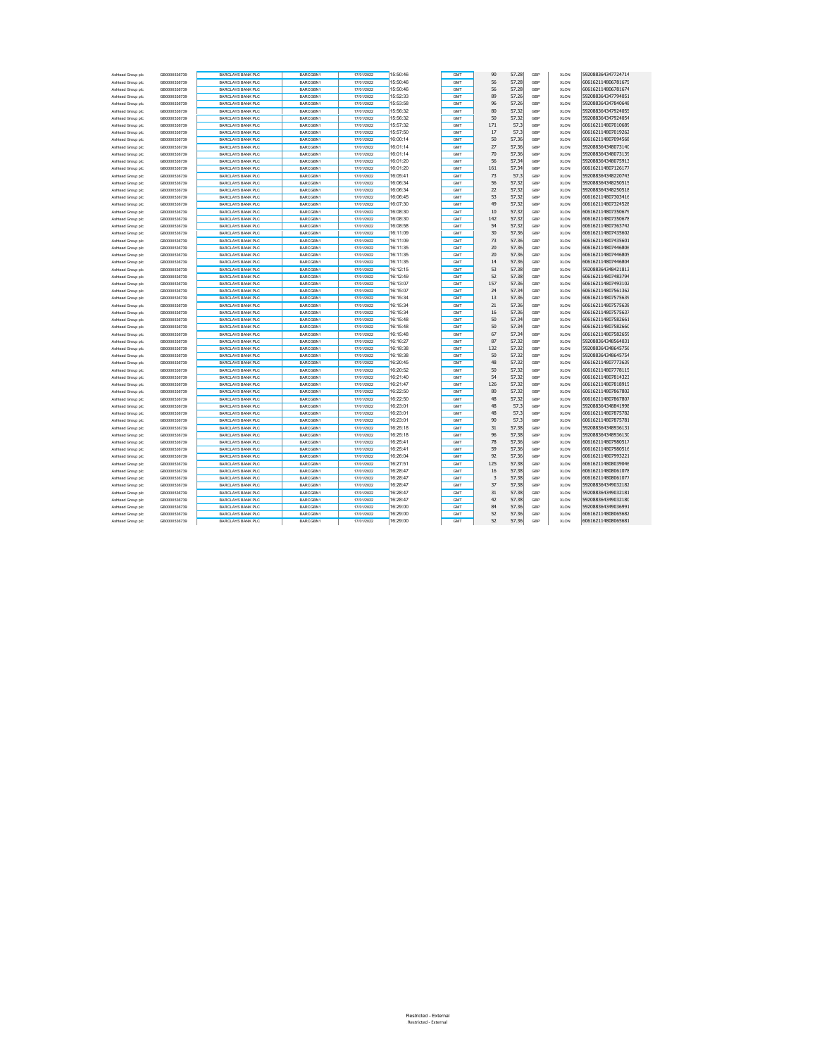| | | | | | | | | | | | |
|---|---|---|---|---|---|---|---|---|---|---|---|
| Ashtead Group plc | GB0000536739 | BARCLAYS BANK PLC | BARCGBN1 | 17/01/2022 | 15:50:46 | GMT | 90 | 57.28 | GBP | XLON | 592088364347724714 |
| Ashtead Group plc | GB0000536739 | BARCLAYS BANK PLC | BARCGBN1 | 17/01/2022 | 15:50:46 | GMT | 56 | 57.28 | GBP | XLON | 606162114806781675 |
| Ashtead Group plc | GB0000536739 | BARCLAYS BANK PLC | BARCGBN1 | 17/01/2022 | 15:50:46 | GMT | 56 | 57.28 | GBP | XLON | 606162114806781674 |
| Ashtead Group plc | GB0000536739 | BARCLAYS BANK PLC | BARCGBN1 | 17/01/2022 | 15:52:33 | GMT | 89 | 57.26 | GBP | XLON | 592088364347794051 |
| Ashtead Group plc | GB0000536739 | BARCLAYS BANK PLC | BARCGBN1 | 17/01/2022 | 15:53:58 | GMT | 96 | 57.26 | GBP | XLON | 592088364347840648 |
| Ashtead Group plc | GB0000536739 | BARCLAYS BANK PLC | BARCGBN1 | 17/01/2022 | 15:56:32 | GMT | 80 | 57.32 | GBP | XLON | 592088364347924055 |
| Ashtead Group plc | GB0000536739 | BARCLAYS BANK PLC | BARCGBN1 | 17/01/2022 | 15:56:32 | GMT | 50 | 57.32 | GBP | XLON | 592088364347924054 |
| Ashtead Group plc | GB0000536739 | BARCLAYS BANK PLC | BARCGBN1 | 17/01/2022 | 15:57:32 | GMT | 171 | 57.3 | GBP | XLON | 606162114807010689 |
| Ashtead Group plc | GB0000536739 | BARCLAYS BANK PLC | BARCGBN1 | 17/01/2022 | 15:57:50 | GMT | 17 | 57.3 | GBP | XLON | 606162114807019262 |
| Ashtead Group plc | GB0000536739 | BARCLAYS BANK PLC | BARCGBN1 | 17/01/2022 | 16:00:14 | GMT | 50 | 57.36 | GBP | XLON | 606162114807094568 |
| Ashtead Group plc | GB0000536739 | BARCLAYS BANK PLC | BARCGBN1 | 17/01/2022 | 16:01:14 | GMT | 27 | 57.36 | GBP | XLON | 592088364348073140 |
| Ashtead Group plc | GB0000536739 | BARCLAYS BANK PLC | BARCGBN1 | 17/01/2022 | 16:01:14 | GMT | 70 | 57.36 | GBP | XLON | 592088364348073139 |
| Ashtead Group plc | GB0000536739 | BARCLAYS BANK PLC | BARCGBN1 | 17/01/2022 | 16:01:20 | GMT | 56 | 57.34 | GBP | XLON | 592088364348075913 |
| Ashtead Group plc | GB0000536739 | BARCLAYS BANK PLC | BARCGBN1 | 17/01/2022 | 16:01:20 | GMT | 161 | 57.34 | GBP | XLON | 606162114807126177 |
| Ashtead Group plc | GB0000536739 | BARCLAYS BANK PLC | BARCGBN1 | 17/01/2022 | 16:05:41 | GMT | 73 | 57.3 | GBP | XLON | 592088364348220743 |
| Ashtead Group plc | GB0000536739 | BARCLAYS BANK PLC | BARCGBN1 | 17/01/2022 | 16:06:34 | GMT | 56 | 57.32 | GBP | XLON | 592088364348250519 |
| Ashtead Group plc | GB0000536739 | BARCLAYS BANK PLC | BARCGBN1 | 17/01/2022 | 16:06:34 | GMT | 22 | 57.32 | GBP | XLON | 592088364348250518 |
| Ashtead Group plc | GB0000536739 | BARCLAYS BANK PLC | BARCGBN1 | 17/01/2022 | 16:06:45 | GMT | 53 | 57.32 | GBP | XLON | 606162114807303416 |
| Ashtead Group plc | GB0000536739 | BARCLAYS BANK PLC | BARCGBN1 | 17/01/2022 | 16:07:30 | GMT | 49 | 57.32 | GBP | XLON | 606162114807324528 |
| Ashtead Group plc | GB0000536739 | BARCLAYS BANK PLC | BARCGBN1 | 17/01/2022 | 16:08:30 | GMT | 10 | 57.32 | GBP | XLON | 606162114807350679 |
| Ashtead Group plc | GB0000536739 | BARCLAYS BANK PLC | BARCGBN1 | 17/01/2022 | 16:08:30 | GMT | 142 | 57.32 | GBP | XLON | 606162114807350678 |
| Ashtead Group plc | GB0000536739 | BARCLAYS BANK PLC | BARCGBN1 | 17/01/2022 | 16:08:58 | GMT | 54 | 57.32 | GBP | XLON | 606162114807363742 |
| Ashtead Group plc | GB0000536739 | BARCLAYS BANK PLC | BARCGBN1 | 17/01/2022 | 16:11:09 | GMT | 30 | 57.36 | GBP | XLON | 606162114807435602 |
| Ashtead Group plc | GB0000536739 | BARCLAYS BANK PLC | BARCGBN1 | 17/01/2022 | 16:11:09 | GMT | 73 | 57.36 | GBP | XLON | 606162114807435601 |
| Ashtead Group plc | GB0000536739 | BARCLAYS BANK PLC | BARCGBN1 | 17/01/2022 | 16:11:35 | GMT | 20 | 57.36 | GBP | XLON | 606162114807446806 |
| Ashtead Group plc | GB0000536739 | BARCLAYS BANK PLC | BARCGBN1 | 17/01/2022 | 16:11:35 | GMT | 20 | 57.36 | GBP | XLON | 606162114807446805 |
| Ashtead Group plc | GB0000536739 | BARCLAYS BANK PLC | BARCGBN1 | 17/01/2022 | 16:11:35 | GMT | 14 | 57.36 | GBP | XLON | 606162114807446804 |
| Ashtead Group plc | GB0000536739 | BARCLAYS BANK PLC | BARCGBN1 | 17/01/2022 | 16:12:15 | GMT | 53 | 57.38 | GBP | XLON | 592088364348421813 |
| Ashtead Group plc | GB0000536739 | BARCLAYS BANK PLC | BARCGBN1 | 17/01/2022 | 16:12:49 | GMT | 52 | 57.38 | GBP | XLON | 606162114807483794 |
| Ashtead Group plc | GB0000536739 | BARCLAYS BANK PLC | BARCGBN1 | 17/01/2022 | 16:13:07 | GMT | 157 | 57.36 | GBP | XLON | 606162114807493102 |
| Ashtead Group plc | GB0000536739 | BARCLAYS BANK PLC | BARCGBN1 | 17/01/2022 | 16:15:07 | GMT | 24 | 57.34 | GBP | XLON | 606162114807561362 |
| Ashtead Group plc | GB0000536739 | BARCLAYS BANK PLC | BARCGBN1 | 17/01/2022 | 16:15:34 | GMT | 13 | 57.36 | GBP | XLON | 606162114807575639 |
| Ashtead Group plc | GB0000536739 | BARCLAYS BANK PLC | BARCGBN1 | 17/01/2022 | 16:15:34 | GMT | 21 | 57.36 | GBP | XLON | 606162114807575638 |
| Ashtead Group plc | GB0000536739 | BARCLAYS BANK PLC | BARCGBN1 | 17/01/2022 | 16:15:34 | GMT | 16 | 57.36 | GBP | XLON | 606162114807575637 |
| Ashtead Group plc | GB0000536739 | BARCLAYS BANK PLC | BARCGBN1 | 17/01/2022 | 16:15:48 | GMT | 50 | 57.34 | GBP | XLON | 606162114807582661 |
| Ashtead Group plc | GB0000536739 | BARCLAYS BANK PLC | BARCGBN1 | 17/01/2022 | 16:15:48 | GMT | 50 | 57.34 | GBP | XLON | 606162114807582660 |
| Ashtead Group plc | GB0000536739 | BARCLAYS BANK PLC | BARCGBN1 | 17/01/2022 | 16:15:48 | GMT | 67 | 57.34 | GBP | XLON | 606162114807582659 |
| Ashtead Group plc | GB0000536739 | BARCLAYS BANK PLC | BARCGBN1 | 17/01/2022 | 16:16:27 | GMT | 87 | 57.32 | GBP | XLON | 592088364348564031 |
| Ashtead Group plc | GB0000536739 | BARCLAYS BANK PLC | BARCGBN1 | 17/01/2022 | 16:18:38 | GMT | 132 | 57.32 | GBP | XLON | 592088364348645756 |
| Ashtead Group plc | GB0000536739 | BARCLAYS BANK PLC | BARCGBN1 | 17/01/2022 | 16:18:38 | GMT | 50 | 57.32 | GBP | XLON | 592088364348645754 |
| Ashtead Group plc | GB0000536739 | BARCLAYS BANK PLC | BARCGBN1 | 17/01/2022 | 16:20:45 | GMT | 48 | 57.32 | GBP | XLON | 606162114807773639 |
| Ashtead Group plc | GB0000536739 | BARCLAYS BANK PLC | BARCGBN1 | 17/01/2022 | 16:20:52 | GMT | 50 | 57.32 | GBP | XLON | 606162114807778115 |
| Ashtead Group plc | GB0000536739 | BARCLAYS BANK PLC | BARCGBN1 | 17/01/2022 | 16:21:40 | GMT | 54 | 57.32 | GBP | XLON | 606162114807814323 |
| Ashtead Group plc | GB0000536739 | BARCLAYS BANK PLC | BARCGBN1 | 17/01/2022 | 16:21:47 | GMT | 126 | 57.32 | GBP | XLON | 606162114807818913 |
| Ashtead Group plc | GB0000536739 | BARCLAYS BANK PLC | BARCGBN1 | 17/01/2022 | 16:22:50 | GMT | 80 | 57.32 | GBP | XLON | 606162114807867802 |
| Ashtead Group plc | GB0000536739 | BARCLAYS BANK PLC | BARCGBN1 | 17/01/2022 | 16:22:50 | GMT | 48 | 57.32 | GBP | XLON | 606162114807867807 |
| Ashtead Group plc | GB0000536739 | BARCLAYS BANK PLC | BARCGBN1 | 17/01/2022 | 16:23:01 | GMT | 48 | 57.3 | GBP | XLON | 592088364348841998 |
| Ashtead Group plc | GB0000536739 | BARCLAYS BANK PLC | BARCGBN1 | 17/01/2022 | 16:23:01 | GMT | 48 | 57.3 | GBP | XLON | 606162114807875782 |
| Ashtead Group plc | GB0000536739 | BARCLAYS BANK PLC | BARCGBN1 | 17/01/2022 | 16:23:01 | GMT | 90 | 57.3 | GBP | XLON | 606162114807875781 |
| Ashtead Group plc | GB0000536739 | BARCLAYS BANK PLC | BARCGBN1 | 17/01/2022 | 16:25:18 | GMT | 31 | 57.38 | GBP | XLON | 592088364348936131 |
| Ashtead Group plc | GB0000536739 | BARCLAYS BANK PLC | BARCGBN1 | 17/01/2022 | 16:25:18 | GMT | 96 | 57.38 | GBP | XLON | 592088364348936130 |
| Ashtead Group plc | GB0000536739 | BARCLAYS BANK PLC | BARCGBN1 | 17/01/2022 | 16:25:41 | GMT | 78 | 57.36 | GBP | XLON | 606162114807980517 |
| Ashtead Group plc | GB0000536739 | BARCLAYS BANK PLC | BARCGBN1 | 17/01/2022 | 16:25:41 | GMT | 59 | 57.36 | GBP | XLON | 606162114807980516 |
| Ashtead Group plc | GB0000536739 | BARCLAYS BANK PLC | BARCGBN1 | 17/01/2022 | 16:26:04 | GMT | 92 | 57.36 | GBP | XLON | 606162114807993221 |
| Ashtead Group plc | GB0000536739 | BARCLAYS BANK PLC | BARCGBN1 | 17/01/2022 | 16:27:51 | GMT | 125 | 57.38 | GBP | XLON | 606162114808039046 |
| Ashtead Group plc | GB0000536739 | BARCLAYS BANK PLC | BARCGBN1 | 17/01/2022 | 16:28:47 | GMT | 16 | 57.38 | GBP | XLON | 606162114808061078 |
| Ashtead Group plc | GB0000536739 | BARCLAYS BANK PLC | BARCGBN1 | 17/01/2022 | 16:28:47 | GMT | 3 | 57.38 | GBP | XLON | 606162114808061077 |
| Ashtead Group plc | GB0000536739 | BARCLAYS BANK PLC | BARCGBN1 | 17/01/2022 | 16:28:47 | GMT | 37 | 57.38 | GBP | XLON | 592088364349032182 |
| Ashtead Group plc | GB0000536739 | BARCLAYS BANK PLC | BARCGBN1 | 17/01/2022 | 16:28:47 | GMT | 31 | 57.38 | GBP | XLON | 592088364349032181 |
| Ashtead Group plc | GB0000536739 | BARCLAYS BANK PLC | BARCGBN1 | 17/01/2022 | 16:28:47 | GMT | 42 | 57.38 | GBP | XLON | 592088364349032180 |
| Ashtead Group plc | GB0000536739 | BARCLAYS BANK PLC | BARCGBN1 | 17/01/2022 | 16:29:00 | GMT | 84 | 57.36 | GBP | XLON | 592088364349036991 |
| Ashtead Group plc | GB0000536739 | BARCLAYS BANK PLC | BARCGBN1 | 17/01/2022 | 16:29:00 | GMT | 52 | 57.36 | GBP | XLON | 606162114808065682 |
| Ashtead Group plc | GB0000536739 | BARCLAYS BANK PLC | BARCGBN1 | 17/01/2022 | 16:29:00 | GMT | 52 | 57.36 | GBP | XLON | 606162114808065681 |

Restricted - External
Restricted - External